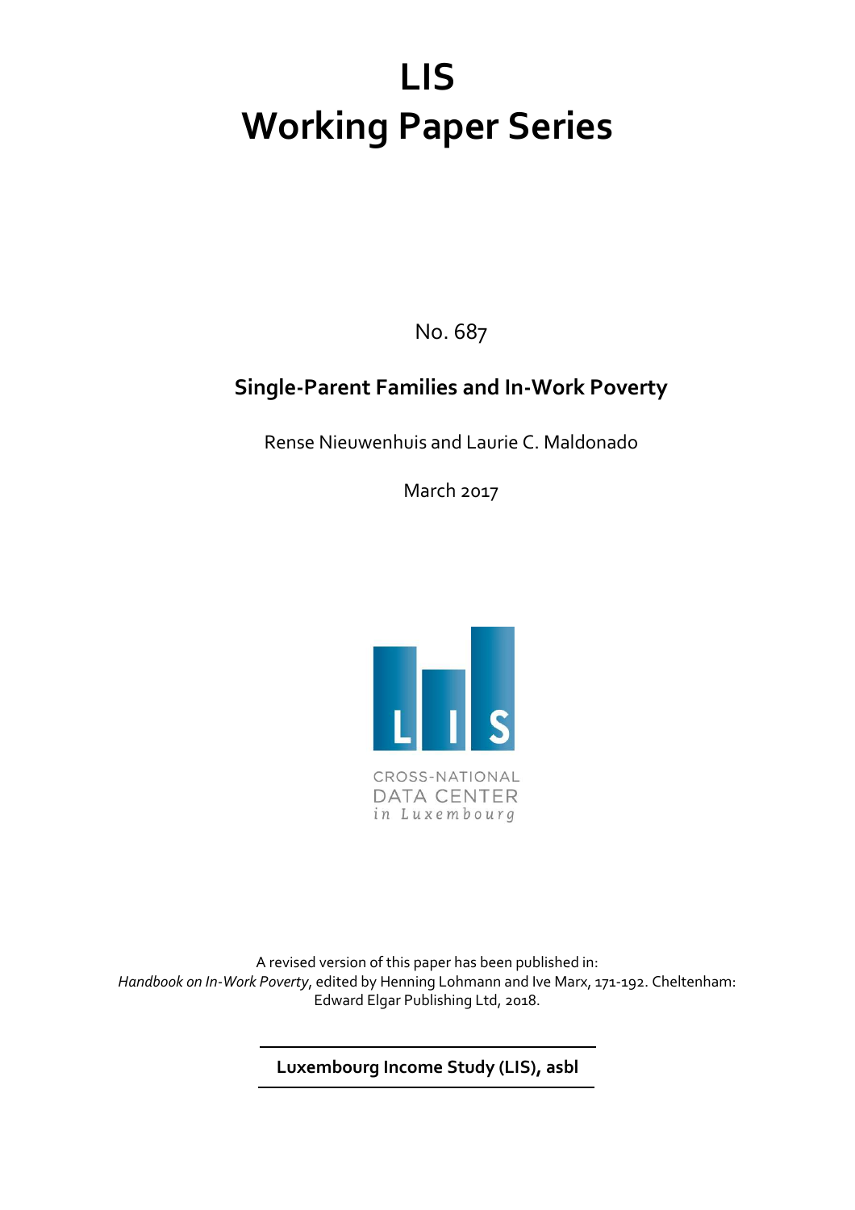# LIS
# Working Paper Series

No. 687

## Single-Parent Families and In-Work Poverty

Rense Nieuwenhuis and Laurie C. Maldonado

March 2017

CROSS-NATIONAL
DATA CENTER
in Luxembourg

A revised version of this paper has been published in:
*Handbook on In-Work Poverty*, edited by Henning Lohmann and Ive Marx, 171-192. Cheltenham: Edward Elgar Publishing Ltd, 2018.

**Luxembourg Income Study (LIS), asbl**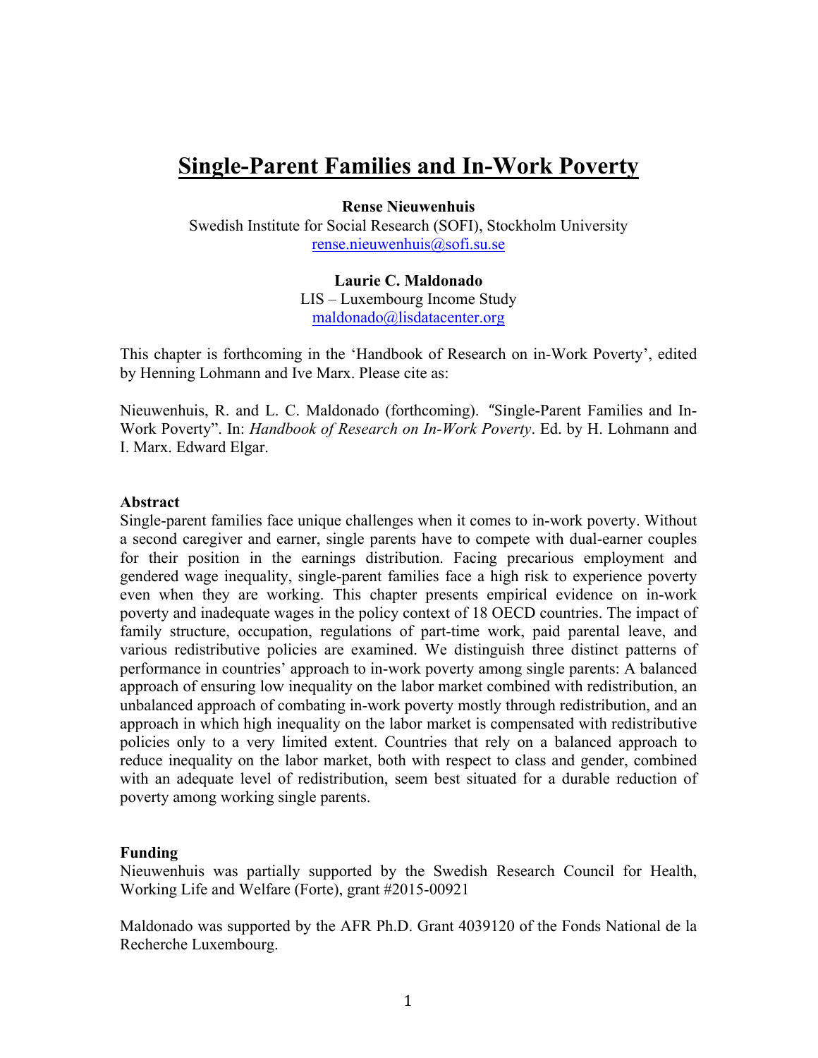# Single-Parent Families and In-Work Poverty

**Rense Nieuwenhuis**
Swedish Institute for Social Research (SOFI), Stockholm University
rense.nieuwenhuis@sofi.su.se

**Laurie C. Maldonado**
LIS – Luxembourg Income Study
maldonado@lisdatacenter.org

This chapter is forthcoming in the 'Handbook of Research on in-Work Poverty', edited by Henning Lohmann and Ive Marx. Please cite as:

Nieuwenhuis, R. and L. C. Maldonado (forthcoming). "Single-Parent Families and In-Work Poverty". In: *Handbook of Research on In-Work Poverty*. Ed. by H. Lohmann and I. Marx. Edward Elgar.

**Abstract**
Single-parent families face unique challenges when it comes to in-work poverty. Without a second caregiver and earner, single parents have to compete with dual-earner couples for their position in the earnings distribution. Facing precarious employment and gendered wage inequality, single-parent families face a high risk to experience poverty even when they are working. This chapter presents empirical evidence on in-work poverty and inadequate wages in the policy context of 18 OECD countries. The impact of family structure, occupation, regulations of part-time work, paid parental leave, and various redistributive policies are examined. We distinguish three distinct patterns of performance in countries' approach to in-work poverty among single parents: A balanced approach of ensuring low inequality on the labor market combined with redistribution, an unbalanced approach of combating in-work poverty mostly through redistribution, and an approach in which high inequality on the labor market is compensated with redistributive policies only to a very limited extent. Countries that rely on a balanced approach to reduce inequality on the labor market, both with respect to class and gender, combined with an adequate level of redistribution, seem best situated for a durable reduction of poverty among working single parents.

**Funding**
Nieuwenhuis was partially supported by the Swedish Research Council for Health, Working Life and Welfare (Forte), grant #2015-00921

Maldonado was supported by the AFR Ph.D. Grant 4039120 of the Fonds National de la Recherche Luxembourg.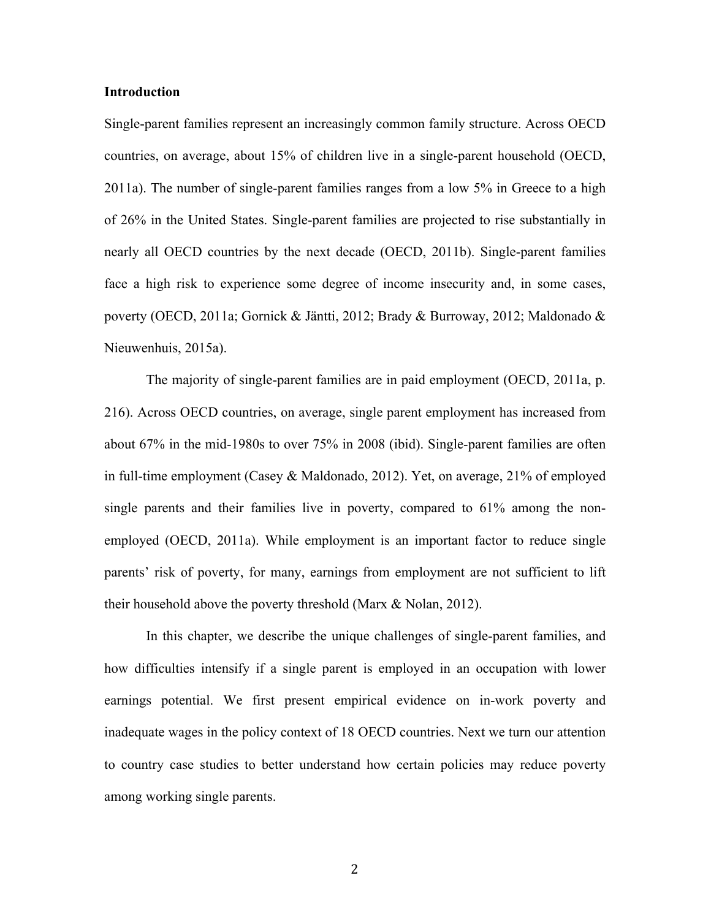## Introduction

Single-parent families represent an increasingly common family structure. Across OECD countries, on average, about 15% of children live in a single-parent household (OECD, 2011a). The number of single-parent families ranges from a low 5% in Greece to a high of 26% in the United States. Single-parent families are projected to rise substantially in nearly all OECD countries by the next decade (OECD, 2011b). Single-parent families face a high risk to experience some degree of income insecurity and, in some cases, poverty (OECD, 2011a; Gornick & Jäntti, 2012; Brady & Burroway, 2012; Maldonado & Nieuwenhuis, 2015a).

The majority of single-parent families are in paid employment (OECD, 2011a, p. 216). Across OECD countries, on average, single parent employment has increased from about 67% in the mid-1980s to over 75% in 2008 (ibid). Single-parent families are often in full-time employment (Casey & Maldonado, 2012). Yet, on average, 21% of employed single parents and their families live in poverty, compared to 61% among the non-employed (OECD, 2011a). While employment is an important factor to reduce single parents' risk of poverty, for many, earnings from employment are not sufficient to lift their household above the poverty threshold (Marx & Nolan, 2012).

In this chapter, we describe the unique challenges of single-parent families, and how difficulties intensify if a single parent is employed in an occupation with lower earnings potential. We first present empirical evidence on in-work poverty and inadequate wages in the policy context of 18 OECD countries. Next we turn our attention to country case studies to better understand how certain policies may reduce poverty among working single parents.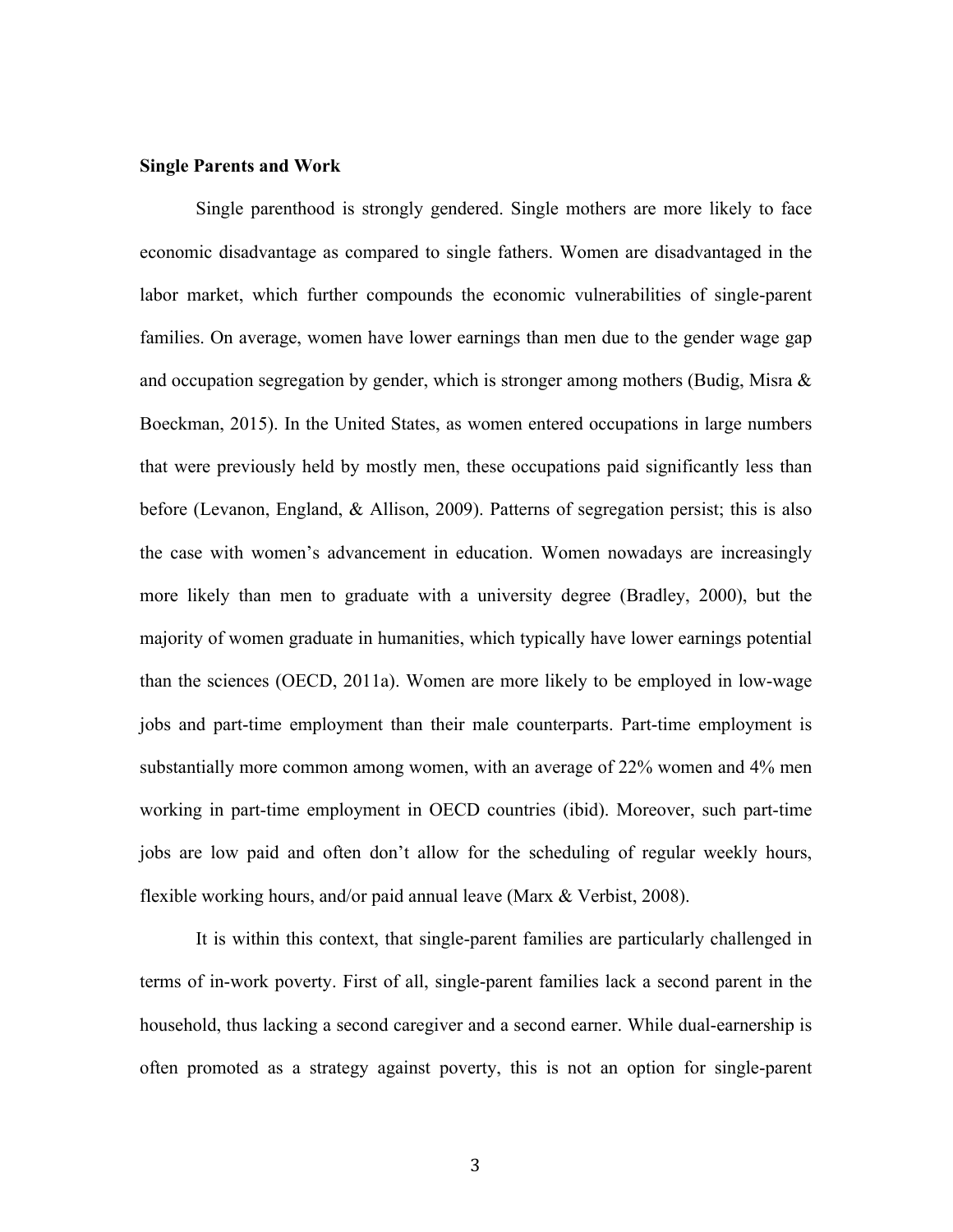**Single Parents and Work**

Single parenthood is strongly gendered. Single mothers are more likely to face economic disadvantage as compared to single fathers. Women are disadvantaged in the labor market, which further compounds the economic vulnerabilities of single-parent families. On average, women have lower earnings than men due to the gender wage gap and occupation segregation by gender, which is stronger among mothers (Budig, Misra & Boeckman, 2015). In the United States, as women entered occupations in large numbers that were previously held by mostly men, these occupations paid significantly less than before (Levanon, England, & Allison, 2009). Patterns of segregation persist; this is also the case with women's advancement in education. Women nowadays are increasingly more likely than men to graduate with a university degree (Bradley, 2000), but the majority of women graduate in humanities, which typically have lower earnings potential than the sciences (OECD, 2011a). Women are more likely to be employed in low-wage jobs and part-time employment than their male counterparts. Part-time employment is substantially more common among women, with an average of 22% women and 4% men working in part-time employment in OECD countries (ibid). Moreover, such part-time jobs are low paid and often don't allow for the scheduling of regular weekly hours, flexible working hours, and/or paid annual leave (Marx & Verbist, 2008).

It is within this context, that single-parent families are particularly challenged in terms of in-work poverty. First of all, single-parent families lack a second parent in the household, thus lacking a second caregiver and a second earner. While dual-earnership is often promoted as a strategy against poverty, this is not an option for single-parent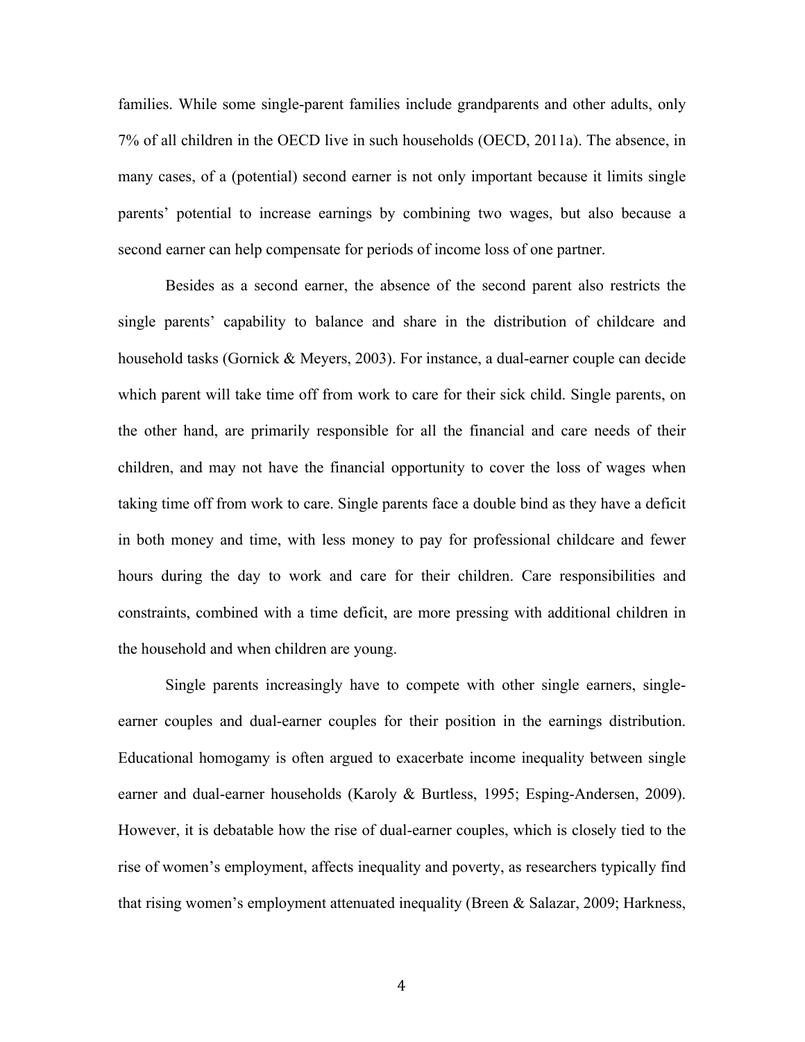families. While some single-parent families include grandparents and other adults, only 7% of all children in the OECD live in such households (OECD, 2011a). The absence, in many cases, of a (potential) second earner is not only important because it limits single parents' potential to increase earnings by combining two wages, but also because a second earner can help compensate for periods of income loss of one partner.

Besides as a second earner, the absence of the second parent also restricts the single parents' capability to balance and share in the distribution of childcare and household tasks (Gornick & Meyers, 2003). For instance, a dual-earner couple can decide which parent will take time off from work to care for their sick child. Single parents, on the other hand, are primarily responsible for all the financial and care needs of their children, and may not have the financial opportunity to cover the loss of wages when taking time off from work to care. Single parents face a double bind as they have a deficit in both money and time, with less money to pay for professional childcare and fewer hours during the day to work and care for their children. Care responsibilities and constraints, combined with a time deficit, are more pressing with additional children in the household and when children are young.

Single parents increasingly have to compete with other single earners, single-earner couples and dual-earner couples for their position in the earnings distribution. Educational homogamy is often argued to exacerbate income inequality between single earner and dual-earner households (Karoly & Burtless, 1995; Esping-Andersen, 2009). However, it is debatable how the rise of dual-earner couples, which is closely tied to the rise of women's employment, affects inequality and poverty, as researchers typically find that rising women's employment attenuated inequality (Breen & Salazar, 2009; Harkness,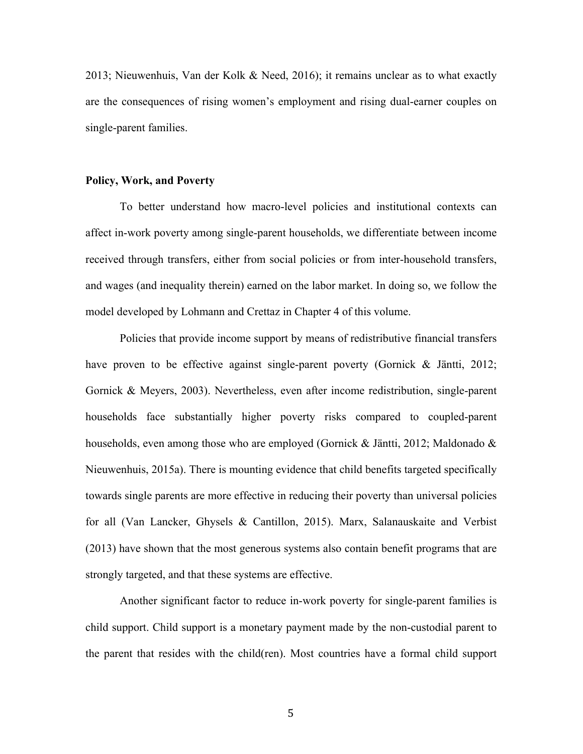2013; Nieuwenhuis, Van der Kolk & Need, 2016); it remains unclear as to what exactly are the consequences of rising women's employment and rising dual-earner couples on single-parent families.

**Policy, Work, and Poverty**

To better understand how macro-level policies and institutional contexts can affect in-work poverty among single-parent households, we differentiate between income received through transfers, either from social policies or from inter-household transfers, and wages (and inequality therein) earned on the labor market. In doing so, we follow the model developed by Lohmann and Crettaz in Chapter 4 of this volume.

Policies that provide income support by means of redistributive financial transfers have proven to be effective against single-parent poverty (Gornick & Jäntti, 2012; Gornick & Meyers, 2003). Nevertheless, even after income redistribution, single-parent households face substantially higher poverty risks compared to coupled-parent households, even among those who are employed (Gornick & Jäntti, 2012; Maldonado & Nieuwenhuis, 2015a). There is mounting evidence that child benefits targeted specifically towards single parents are more effective in reducing their poverty than universal policies for all (Van Lancker, Ghysels & Cantillon, 2015). Marx, Salanauskaite and Verbist (2013) have shown that the most generous systems also contain benefit programs that are strongly targeted, and that these systems are effective.

Another significant factor to reduce in-work poverty for single-parent families is child support. Child support is a monetary payment made by the non-custodial parent to the parent that resides with the child(ren). Most countries have a formal child support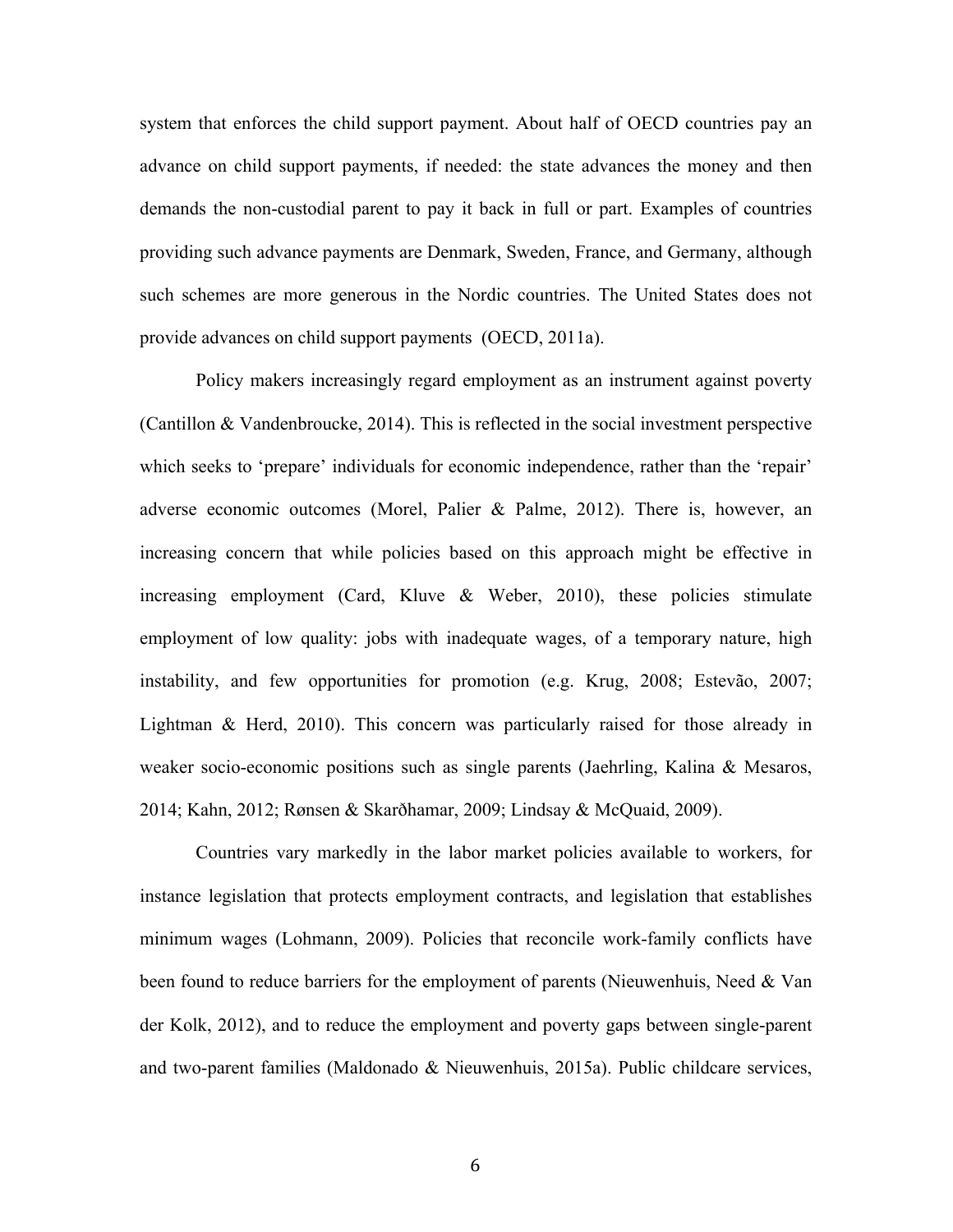system that enforces the child support payment. About half of OECD countries pay an advance on child support payments, if needed: the state advances the money and then demands the non-custodial parent to pay it back in full or part. Examples of countries providing such advance payments are Denmark, Sweden, France, and Germany, although such schemes are more generous in the Nordic countries. The United States does not provide advances on child support payments (OECD, 2011a).

Policy makers increasingly regard employment as an instrument against poverty (Cantillon & Vandenbroucke, 2014). This is reflected in the social investment perspective which seeks to 'prepare' individuals for economic independence, rather than the 'repair' adverse economic outcomes (Morel, Palier & Palme, 2012). There is, however, an increasing concern that while policies based on this approach might be effective in increasing employment (Card, Kluve & Weber, 2010), these policies stimulate employment of low quality: jobs with inadequate wages, of a temporary nature, high instability, and few opportunities for promotion (e.g. Krug, 2008; Estevão, 2007; Lightman & Herd, 2010). This concern was particularly raised for those already in weaker socio-economic positions such as single parents (Jaehrling, Kalina & Mesaros, 2014; Kahn, 2012; Rønsen & Skarðhamar, 2009; Lindsay & McQuaid, 2009).

Countries vary markedly in the labor market policies available to workers, for instance legislation that protects employment contracts, and legislation that establishes minimum wages (Lohmann, 2009). Policies that reconcile work-family conflicts have been found to reduce barriers for the employment of parents (Nieuwenhuis, Need & Van der Kolk, 2012), and to reduce the employment and poverty gaps between single-parent and two-parent families (Maldonado & Nieuwenhuis, 2015a). Public childcare services,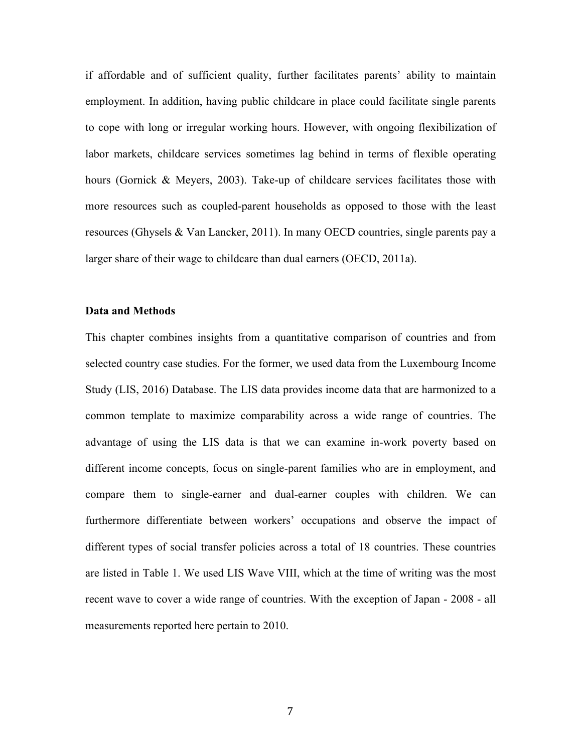if affordable and of sufficient quality, further facilitates parents' ability to maintain employment. In addition, having public childcare in place could facilitate single parents to cope with long or irregular working hours. However, with ongoing flexibilization of labor markets, childcare services sometimes lag behind in terms of flexible operating hours (Gornick & Meyers, 2003). Take-up of childcare services facilitates those with more resources such as coupled-parent households as opposed to those with the least resources (Ghysels & Van Lancker, 2011). In many OECD countries, single parents pay a larger share of their wage to childcare than dual earners (OECD, 2011a).

## Data and Methods

This chapter combines insights from a quantitative comparison of countries and from selected country case studies. For the former, we used data from the Luxembourg Income Study (LIS, 2016) Database. The LIS data provides income data that are harmonized to a common template to maximize comparability across a wide range of countries. The advantage of using the LIS data is that we can examine in-work poverty based on different income concepts, focus on single-parent families who are in employment, and compare them to single-earner and dual-earner couples with children. We can furthermore differentiate between workers' occupations and observe the impact of different types of social transfer policies across a total of 18 countries. These countries are listed in Table 1. We used LIS Wave VIII, which at the time of writing was the most recent wave to cover a wide range of countries. With the exception of Japan - 2008 - all measurements reported here pertain to 2010.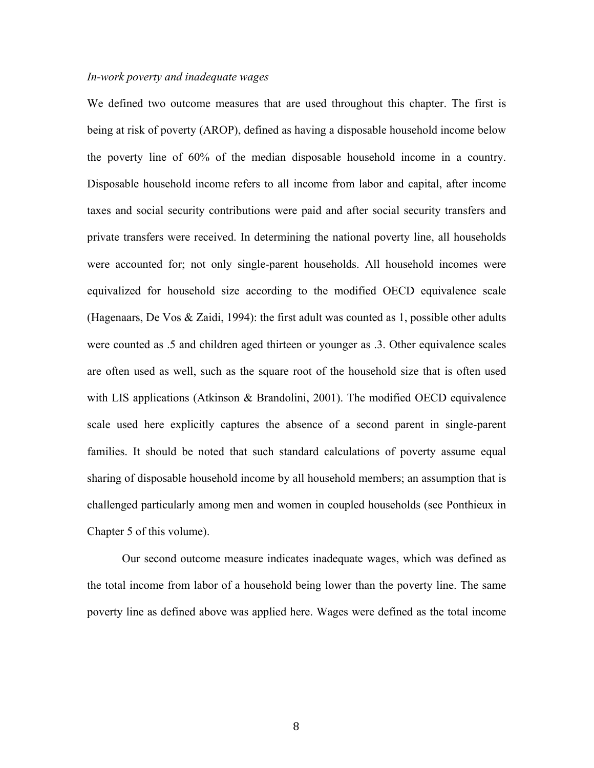*In-work poverty and inadequate wages*

We defined two outcome measures that are used throughout this chapter. The first is being at risk of poverty (AROP), defined as having a disposable household income below the poverty line of 60% of the median disposable household income in a country. Disposable household income refers to all income from labor and capital, after income taxes and social security contributions were paid and after social security transfers and private transfers were received. In determining the national poverty line, all households were accounted for; not only single-parent households. All household incomes were equivalized for household size according to the modified OECD equivalence scale (Hagenaars, De Vos & Zaidi, 1994): the first adult was counted as 1, possible other adults were counted as .5 and children aged thirteen or younger as .3. Other equivalence scales are often used as well, such as the square root of the household size that is often used with LIS applications (Atkinson & Brandolini, 2001). The modified OECD equivalence scale used here explicitly captures the absence of a second parent in single-parent families. It should be noted that such standard calculations of poverty assume equal sharing of disposable household income by all household members; an assumption that is challenged particularly among men and women in coupled households (see Ponthieux in Chapter 5 of this volume).

Our second outcome measure indicates inadequate wages, which was defined as the total income from labor of a household being lower than the poverty line. The same poverty line as defined above was applied here. Wages were defined as the total income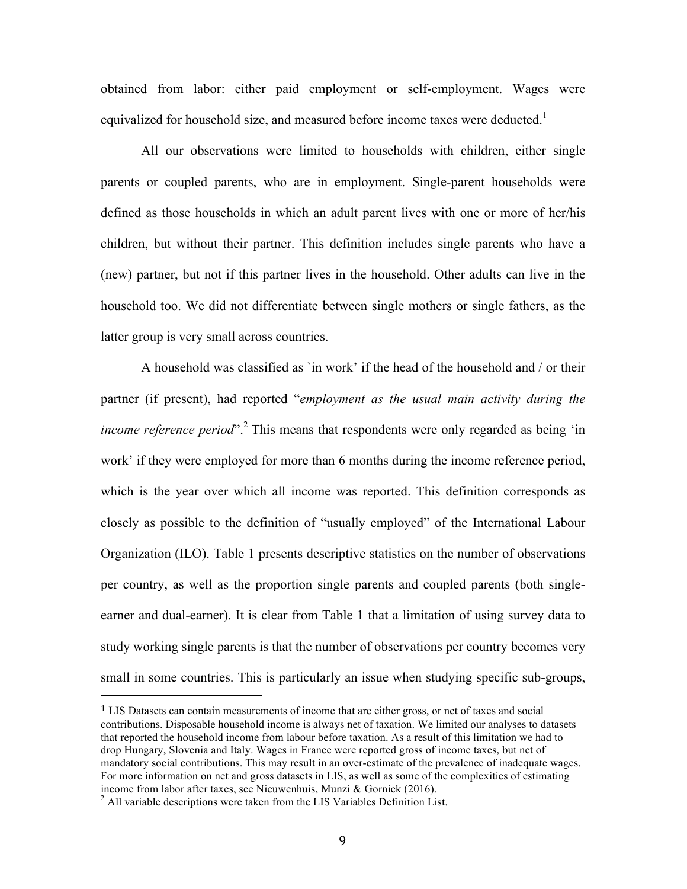obtained from labor: either paid employment or self-employment. Wages were equivalized for household size, and measured before income taxes were deducted.[1]

All our observations were limited to households with children, either single parents or coupled parents, who are in employment. Single-parent households were defined as those households in which an adult parent lives with one or more of her/his children, but without their partner. This definition includes single parents who have a (new) partner, but not if this partner lives in the household. Other adults can live in the household too. We did not differentiate between single mothers or single fathers, as the latter group is very small across countries.

A household was classified as `in work' if the head of the household and / or their partner (if present), had reported "*employment as the usual main activity during the income reference period*".[2] This means that respondents were only regarded as being 'in work' if they were employed for more than 6 months during the income reference period, which is the year over which all income was reported. This definition corresponds as closely as possible to the definition of "usually employed" of the International Labour Organization (ILO). Table 1 presents descriptive statistics on the number of observations per country, as well as the proportion single parents and coupled parents (both single-earner and dual-earner). It is clear from Table 1 that a limitation of using survey data to study working single parents is that the number of observations per country becomes very small in some countries. This is particularly an issue when studying specific sub-groups,

[1] LIS Datasets can contain measurements of income that are either gross, or net of taxes and social contributions. Disposable household income is always net of taxation. We limited our analyses to datasets that reported the household income from labour before taxation. As a result of this limitation we had to drop Hungary, Slovenia and Italy. Wages in France were reported gross of income taxes, but net of mandatory social contributions. This may result in an over-estimate of the prevalence of inadequate wages. For more information on net and gross datasets in LIS, as well as some of the complexities of estimating income from labor after taxes, see Nieuwenhuis, Munzi & Gornick (2016).

[2] All variable descriptions were taken from the LIS Variables Definition List.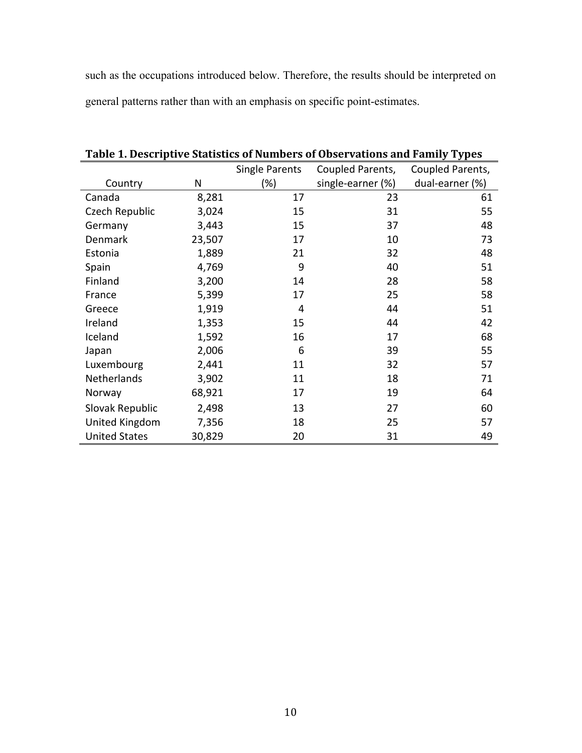such as the occupations introduced below. Therefore, the results should be interpreted on general patterns rather than with an emphasis on specific point-estimates.

**Table 1. Descriptive Statistics of Numbers of Observations and Family Types**

| Country | N | Single Parents (%) | Coupled Parents, single-earner (%) | Coupled Parents, dual-earner (%) |
|---|---|---|---|---|
| Canada | 8,281 | 17 | 23 | 61 |
| Czech Republic | 3,024 | 15 | 31 | 55 |
| Germany | 3,443 | 15 | 37 | 48 |
| Denmark | 23,507 | 17 | 10 | 73 |
| Estonia | 1,889 | 21 | 32 | 48 |
| Spain | 4,769 | 9 | 40 | 51 |
| Finland | 3,200 | 14 | 28 | 58 |
| France | 5,399 | 17 | 25 | 58 |
| Greece | 1,919 | 4 | 44 | 51 |
| Ireland | 1,353 | 15 | 44 | 42 |
| Iceland | 1,592 | 16 | 17 | 68 |
| Japan | 2,006 | 6 | 39 | 55 |
| Luxembourg | 2,441 | 11 | 32 | 57 |
| Netherlands | 3,902 | 11 | 18 | 71 |
| Norway | 68,921 | 17 | 19 | 64 |
| Slovak Republic | 2,498 | 13 | 27 | 60 |
| United Kingdom | 7,356 | 18 | 25 | 57 |
| United States | 30,829 | 20 | 31 | 49 |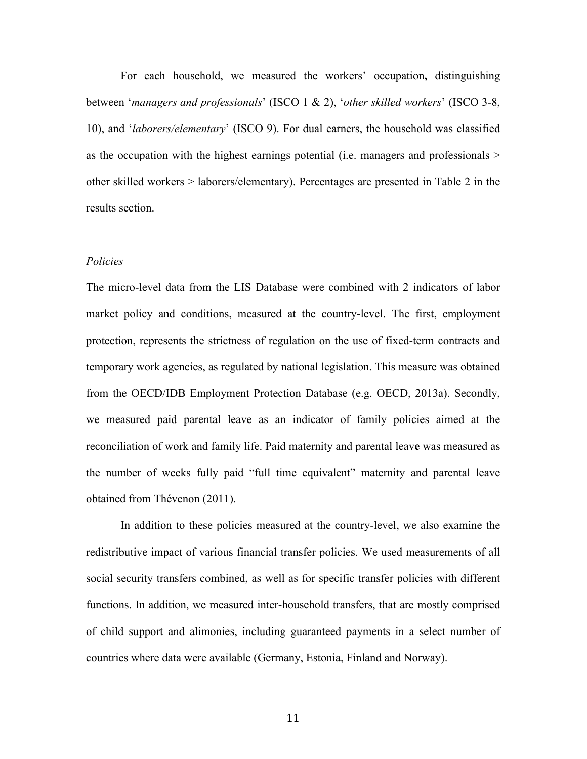For each household, we measured the workers' occupation**,** distinguishing between '*managers and professionals*' (ISCO 1 & 2), '*other skilled workers*' (ISCO 3-8, 10), and '*laborers/elementary*' (ISCO 9). For dual earners, the household was classified as the occupation with the highest earnings potential (i.e. managers and professionals > other skilled workers > laborers/elementary). Percentages are presented in Table 2 in the results section.

*Policies*

The micro-level data from the LIS Database were combined with 2 indicators of labor market policy and conditions, measured at the country-level. The first, employment protection, represents the strictness of regulation on the use of fixed-term contracts and temporary work agencies, as regulated by national legislation. This measure was obtained from the OECD/IDB Employment Protection Database (e.g. OECD, 2013a). Secondly, we measured paid parental leave as an indicator of family policies aimed at the reconciliation of work and family life. Paid maternity and parental leav**e** was measured as the number of weeks fully paid "full time equivalent" maternity and parental leave obtained from Thévenon (2011).

In addition to these policies measured at the country-level, we also examine the redistributive impact of various financial transfer policies. We used measurements of all social security transfers combined, as well as for specific transfer policies with different functions. In addition, we measured inter-household transfers, that are mostly comprised of child support and alimonies, including guaranteed payments in a select number of countries where data were available (Germany, Estonia, Finland and Norway).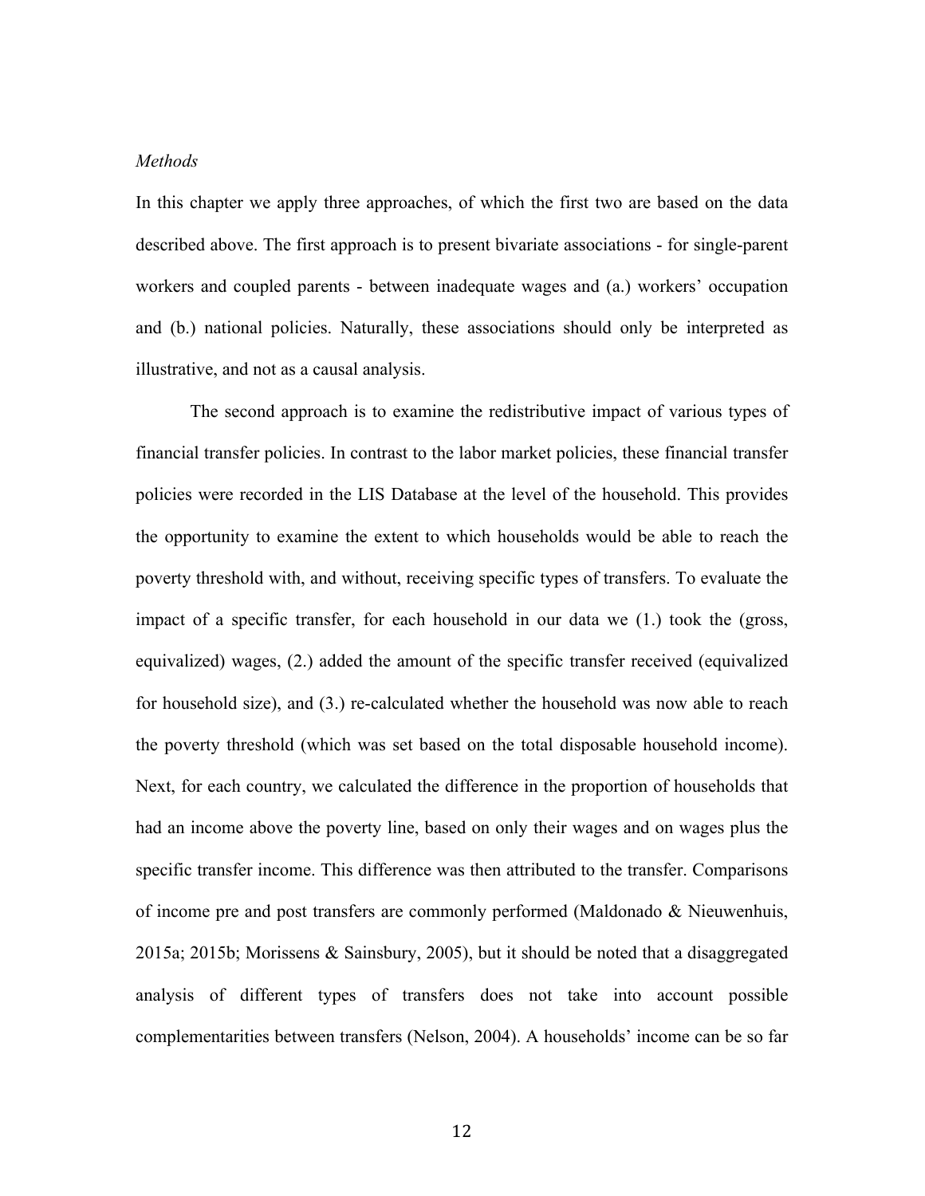*Methods*

In this chapter we apply three approaches, of which the first two are based on the data described above. The first approach is to present bivariate associations - for single-parent workers and coupled parents - between inadequate wages and (a.) workers' occupation and (b.) national policies. Naturally, these associations should only be interpreted as illustrative, and not as a causal analysis.

The second approach is to examine the redistributive impact of various types of financial transfer policies. In contrast to the labor market policies, these financial transfer policies were recorded in the LIS Database at the level of the household. This provides the opportunity to examine the extent to which households would be able to reach the poverty threshold with, and without, receiving specific types of transfers. To evaluate the impact of a specific transfer, for each household in our data we (1.) took the (gross, equivalized) wages, (2.) added the amount of the specific transfer received (equivalized for household size), and (3.) re-calculated whether the household was now able to reach the poverty threshold (which was set based on the total disposable household income). Next, for each country, we calculated the difference in the proportion of households that had an income above the poverty line, based on only their wages and on wages plus the specific transfer income. This difference was then attributed to the transfer. Comparisons of income pre and post transfers are commonly performed (Maldonado & Nieuwenhuis, 2015a; 2015b; Morissens & Sainsbury, 2005), but it should be noted that a disaggregated analysis of different types of transfers does not take into account possible complementarities between transfers (Nelson, 2004). A households' income can be so far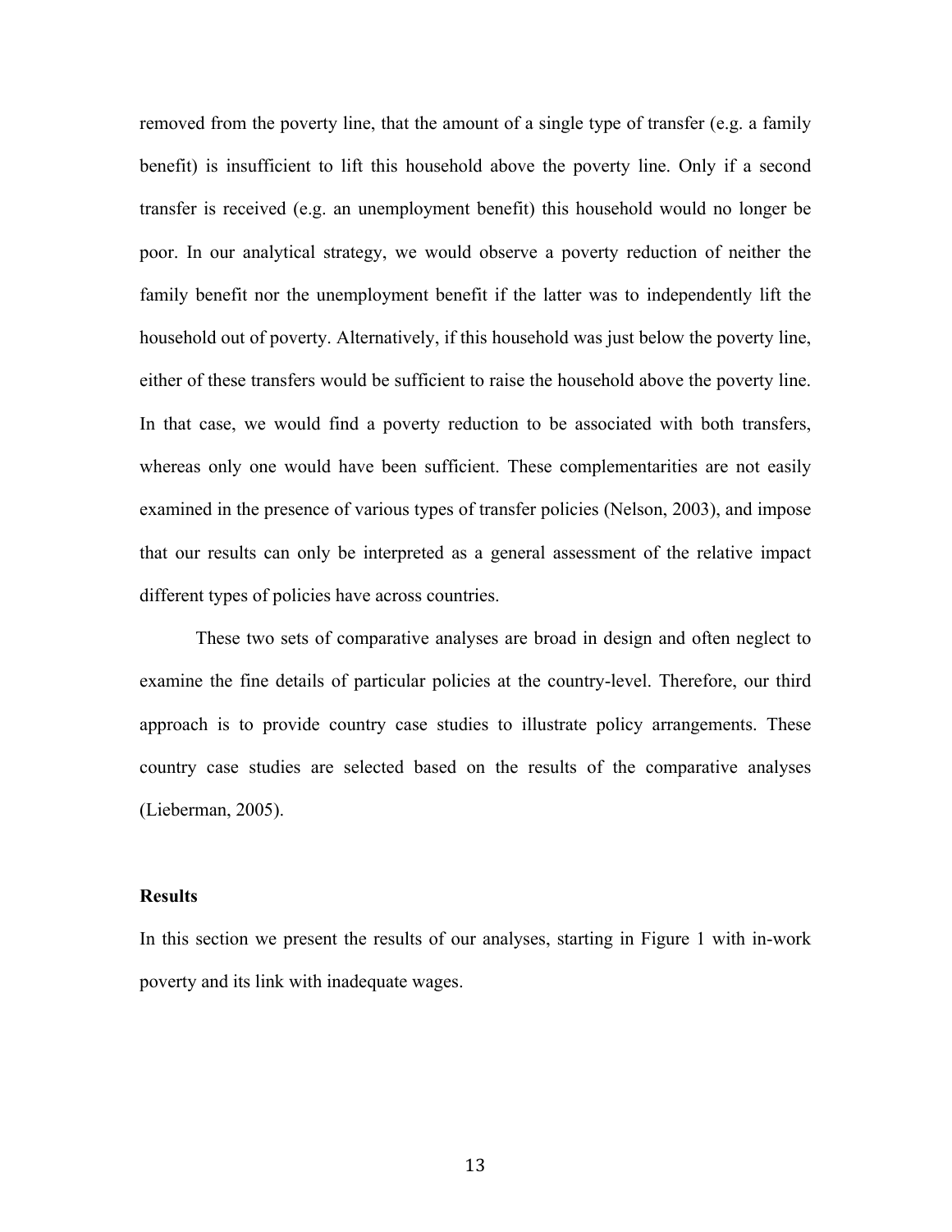removed from the poverty line, that the amount of a single type of transfer (e.g. a family benefit) is insufficient to lift this household above the poverty line. Only if a second transfer is received (e.g. an unemployment benefit) this household would no longer be poor. In our analytical strategy, we would observe a poverty reduction of neither the family benefit nor the unemployment benefit if the latter was to independently lift the household out of poverty. Alternatively, if this household was just below the poverty line, either of these transfers would be sufficient to raise the household above the poverty line. In that case, we would find a poverty reduction to be associated with both transfers, whereas only one would have been sufficient. These complementarities are not easily examined in the presence of various types of transfer policies (Nelson, 2003), and impose that our results can only be interpreted as a general assessment of the relative impact different types of policies have across countries.

These two sets of comparative analyses are broad in design and often neglect to examine the fine details of particular policies at the country-level. Therefore, our third approach is to provide country case studies to illustrate policy arrangements. These country case studies are selected based on the results of the comparative analyses (Lieberman, 2005).

## Results

In this section we present the results of our analyses, starting in Figure 1 with in-work poverty and its link with inadequate wages.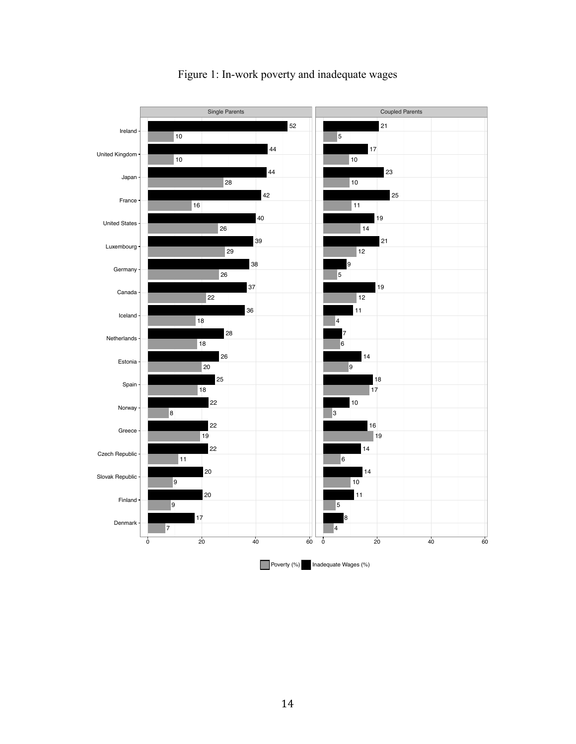Figure 1: In-work poverty and inadequate wages

| Country | Single Parents: Inadequate Wages (%) | Single Parents: Poverty (%) | Coupled Parents: Inadequate Wages (%) | Coupled Parents: Poverty (%) |
|---|---|---|---|---|
| Ireland | 52 | 10 | 21 | 5 |
| United Kingdom | 44 | 10 | 17 | 10 |
| Japan | 44 | 28 | 23 | 10 |
| France | 42 | 16 | 25 | 11 |
| United States | 40 | 26 | 19 | 14 |
| Luxembourg | 39 | 29 | 21 | 12 |
| Germany | 38 | 26 | 9 | 5 |
| Canada | 37 | 22 | 19 | 12 |
| Iceland | 36 | 18 | 11 | 4 |
| Netherlands | 28 | 18 | 7 | 6 |
| Estonia | 26 | 20 | 14 | 9 |
| Spain | 25 | 18 | 18 | 17 |
| Norway | 22 | 8 | 10 | 3 |
| Greece | 22 | 19 | 16 | 19 |
| Czech Republic | 22 | 11 | 14 | 6 |
| Slovak Republic | 20 | 9 | 14 | 10 |
| Finland | 20 | 9 | 11 | 5 |
| Denmark | 17 | 7 | 8 | 4 |

Poverty (%) ■ Inadequate Wages (%)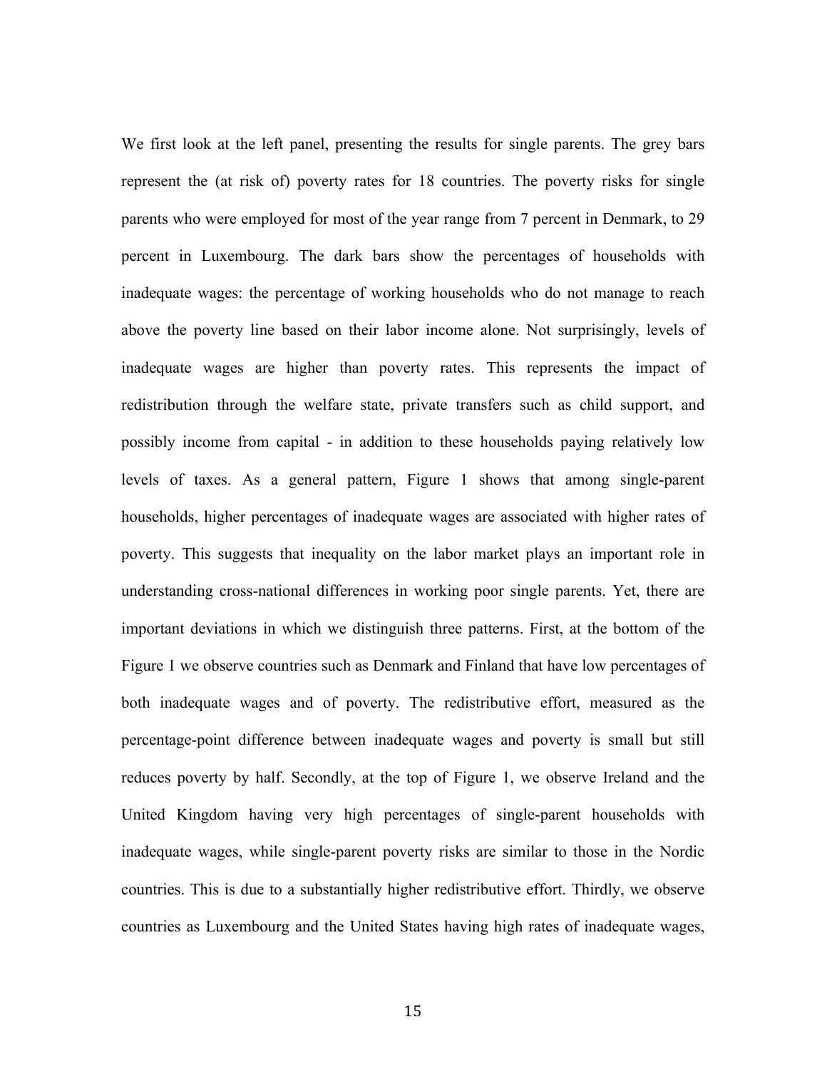We first look at the left panel, presenting the results for single parents. The grey bars represent the (at risk of) poverty rates for 18 countries. The poverty risks for single parents who were employed for most of the year range from 7 percent in Denmark, to 29 percent in Luxembourg. The dark bars show the percentages of households with inadequate wages: the percentage of working households who do not manage to reach above the poverty line based on their labor income alone. Not surprisingly, levels of inadequate wages are higher than poverty rates. This represents the impact of redistribution through the welfare state, private transfers such as child support, and possibly income from capital - in addition to these households paying relatively low levels of taxes. As a general pattern, Figure 1 shows that among single-parent households, higher percentages of inadequate wages are associated with higher rates of poverty. This suggests that inequality on the labor market plays an important role in understanding cross-national differences in working poor single parents. Yet, there are important deviations in which we distinguish three patterns. First, at the bottom of the Figure 1 we observe countries such as Denmark and Finland that have low percentages of both inadequate wages and of poverty. The redistributive effort, measured as the percentage-point difference between inadequate wages and poverty is small but still reduces poverty by half. Secondly, at the top of Figure 1, we observe Ireland and the United Kingdom having very high percentages of single-parent households with inadequate wages, while single-parent poverty risks are similar to those in the Nordic countries. This is due to a substantially higher redistributive effort. Thirdly, we observe countries as Luxembourg and the United States having high rates of inadequate wages,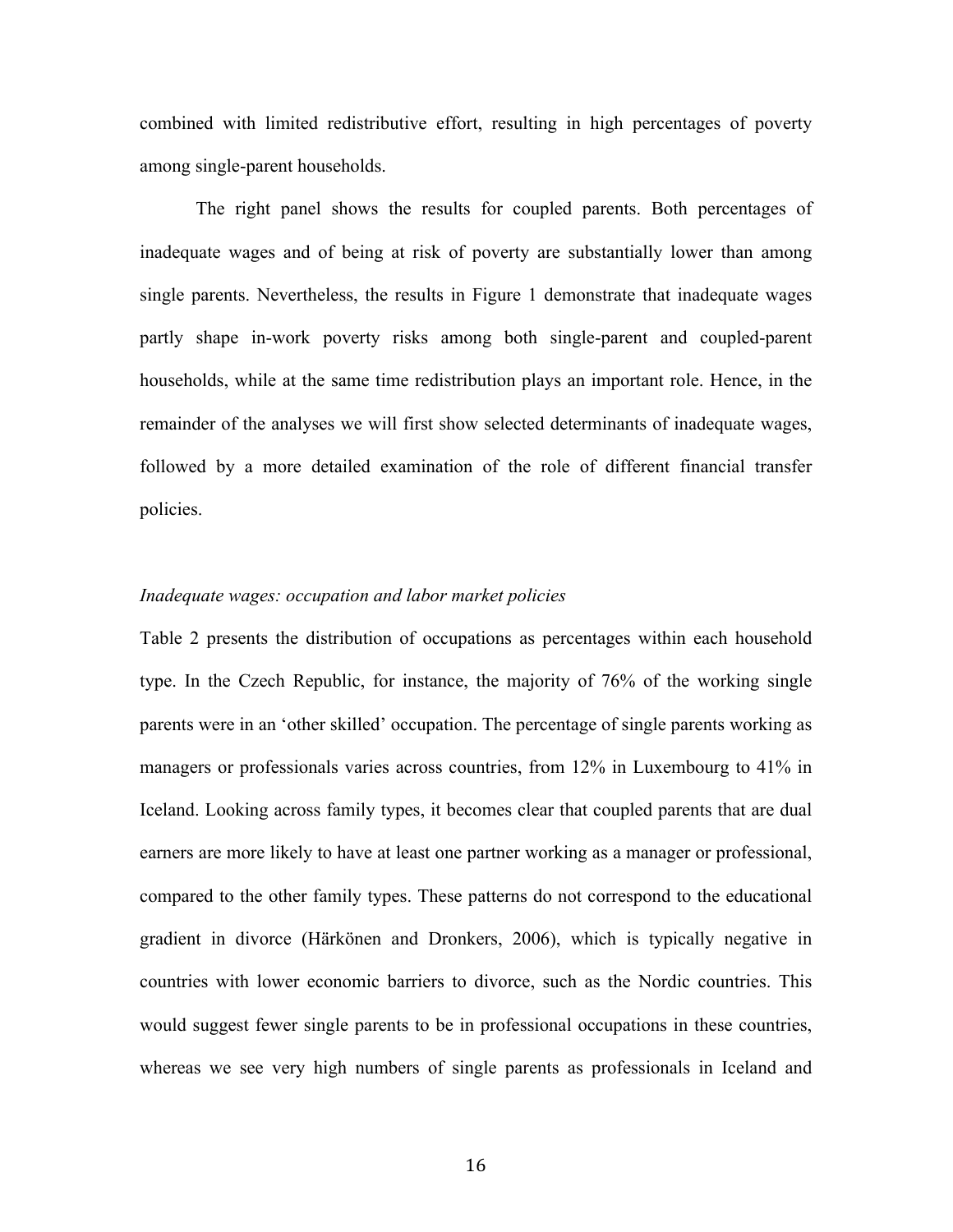combined with limited redistributive effort, resulting in high percentages of poverty among single-parent households.

The right panel shows the results for coupled parents. Both percentages of inadequate wages and of being at risk of poverty are substantially lower than among single parents. Nevertheless, the results in Figure 1 demonstrate that inadequate wages partly shape in-work poverty risks among both single-parent and coupled-parent households, while at the same time redistribution plays an important role. Hence, in the remainder of the analyses we will first show selected determinants of inadequate wages, followed by a more detailed examination of the role of different financial transfer policies.

*Inadequate wages: occupation and labor market policies*

Table 2 presents the distribution of occupations as percentages within each household type. In the Czech Republic, for instance, the majority of 76% of the working single parents were in an 'other skilled' occupation. The percentage of single parents working as managers or professionals varies across countries, from 12% in Luxembourg to 41% in Iceland. Looking across family types, it becomes clear that coupled parents that are dual earners are more likely to have at least one partner working as a manager or professional, compared to the other family types. These patterns do not correspond to the educational gradient in divorce (Härkönen and Dronkers, 2006), which is typically negative in countries with lower economic barriers to divorce, such as the Nordic countries. This would suggest fewer single parents to be in professional occupations in these countries, whereas we see very high numbers of single parents as professionals in Iceland and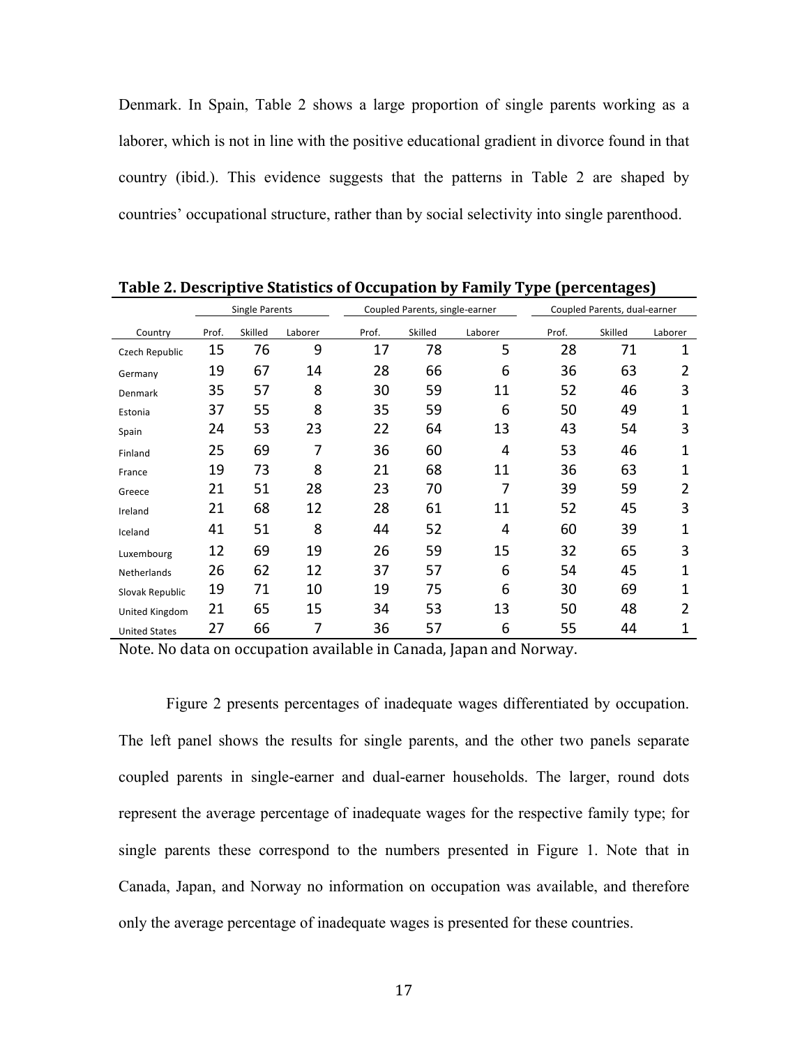Denmark. In Spain, Table 2 shows a large proportion of single parents working as a laborer, which is not in line with the positive educational gradient in divorce found in that country (ibid.). This evidence suggests that the patterns in Table 2 are shaped by countries' occupational structure, rather than by social selectivity into single parenthood.

**Table 2. Descriptive Statistics of Occupation by Family Type (percentages)**

| | Single Parents | | | Coupled Parents, single-earner | | | Coupled Parents, dual-earner | | |
|---|---|---|---|---|---|---|---|---|---|
| Country | Prof. | Skilled | Laborer | Prof. | Skilled | Laborer | Prof. | Skilled | Laborer |
| Czech Republic | 15 | 76 | 9 | 17 | 78 | 5 | 28 | 71 | 1 |
| Germany | 19 | 67 | 14 | 28 | 66 | 6 | 36 | 63 | 2 |
| Denmark | 35 | 57 | 8 | 30 | 59 | 11 | 52 | 46 | 3 |
| Estonia | 37 | 55 | 8 | 35 | 59 | 6 | 50 | 49 | 1 |
| Spain | 24 | 53 | 23 | 22 | 64 | 13 | 43 | 54 | 3 |
| Finland | 25 | 69 | 7 | 36 | 60 | 4 | 53 | 46 | 1 |
| France | 19 | 73 | 8 | 21 | 68 | 11 | 36 | 63 | 1 |
| Greece | 21 | 51 | 28 | 23 | 70 | 7 | 39 | 59 | 2 |
| Ireland | 21 | 68 | 12 | 28 | 61 | 11 | 52 | 45 | 3 |
| Iceland | 41 | 51 | 8 | 44 | 52 | 4 | 60 | 39 | 1 |
| Luxembourg | 12 | 69 | 19 | 26 | 59 | 15 | 32 | 65 | 3 |
| Netherlands | 26 | 62 | 12 | 37 | 57 | 6 | 54 | 45 | 1 |
| Slovak Republic | 19 | 71 | 10 | 19 | 75 | 6 | 30 | 69 | 1 |
| United Kingdom | 21 | 65 | 15 | 34 | 53 | 13 | 50 | 48 | 2 |
| United States | 27 | 66 | 7 | 36 | 57 | 6 | 55 | 44 | 1 |

Note. No data on occupation available in Canada, Japan and Norway.

Figure 2 presents percentages of inadequate wages differentiated by occupation. The left panel shows the results for single parents, and the other two panels separate coupled parents in single-earner and dual-earner households. The larger, round dots represent the average percentage of inadequate wages for the respective family type; for single parents these correspond to the numbers presented in Figure 1. Note that in Canada, Japan, and Norway no information on occupation was available, and therefore only the average percentage of inadequate wages is presented for these countries.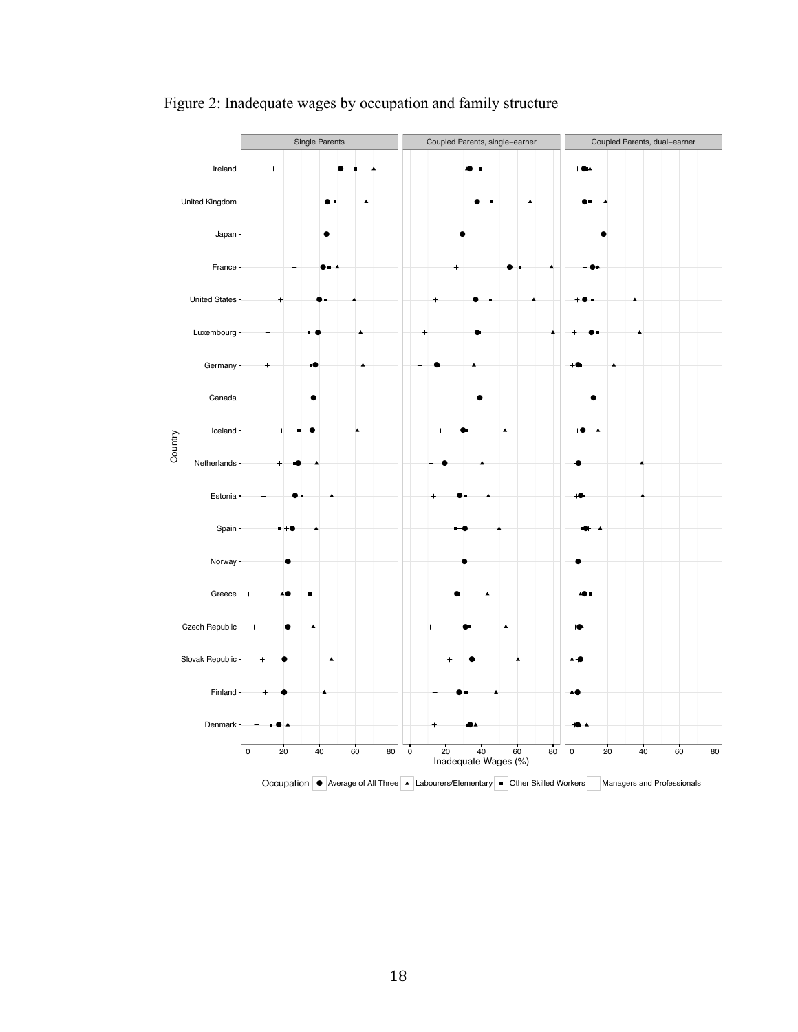Figure 2: Inadequate wages by occupation and family structure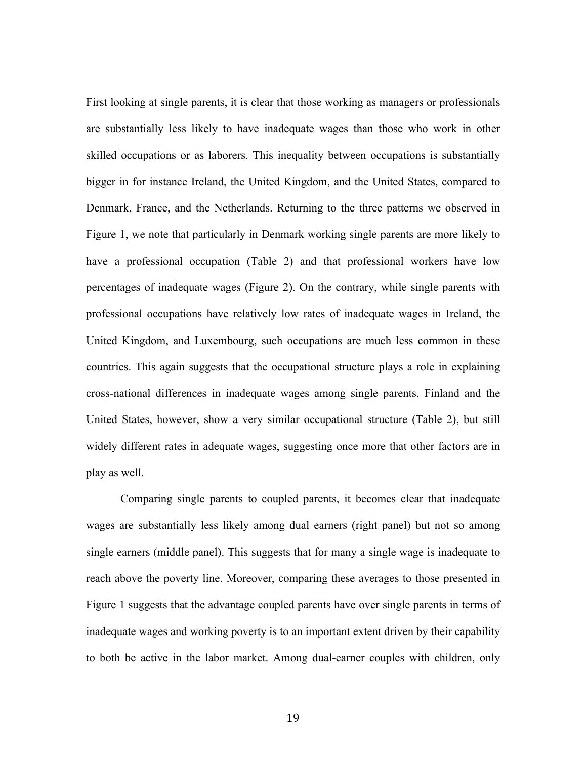First looking at single parents, it is clear that those working as managers or professionals are substantially less likely to have inadequate wages than those who work in other skilled occupations or as laborers. This inequality between occupations is substantially bigger in for instance Ireland, the United Kingdom, and the United States, compared to Denmark, France, and the Netherlands. Returning to the three patterns we observed in Figure 1, we note that particularly in Denmark working single parents are more likely to have a professional occupation (Table 2) and that professional workers have low percentages of inadequate wages (Figure 2). On the contrary, while single parents with professional occupations have relatively low rates of inadequate wages in Ireland, the United Kingdom, and Luxembourg, such occupations are much less common in these countries. This again suggests that the occupational structure plays a role in explaining cross-national differences in inadequate wages among single parents. Finland and the United States, however, show a very similar occupational structure (Table 2), but still widely different rates in adequate wages, suggesting once more that other factors are in play as well.

Comparing single parents to coupled parents, it becomes clear that inadequate wages are substantially less likely among dual earners (right panel) but not so among single earners (middle panel). This suggests that for many a single wage is inadequate to reach above the poverty line. Moreover, comparing these averages to those presented in Figure 1 suggests that the advantage coupled parents have over single parents in terms of inadequate wages and working poverty is to an important extent driven by their capability to both be active in the labor market. Among dual-earner couples with children, only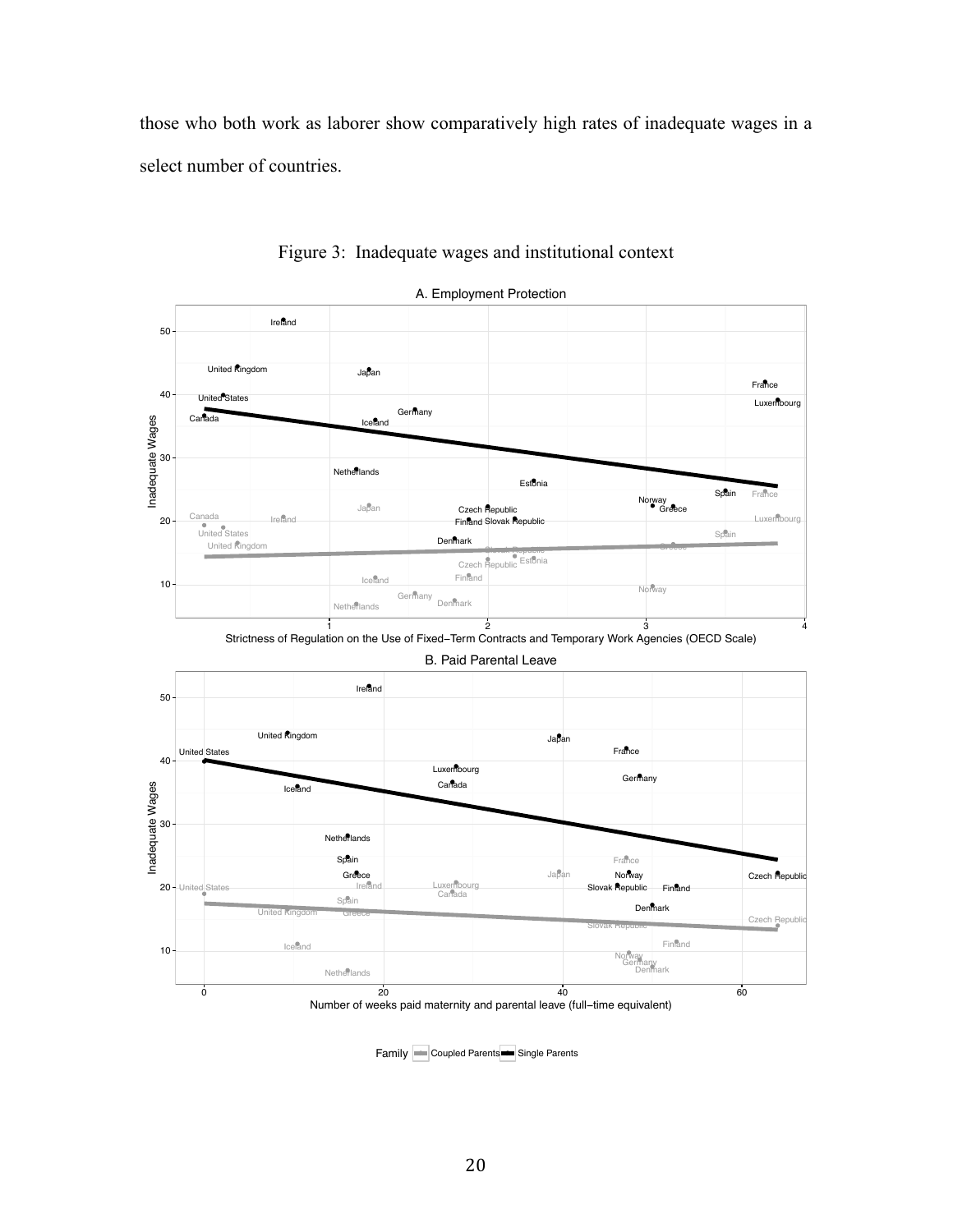those who both work as laborer show comparatively high rates of inadequate wages in a select number of countries.

Figure 3: Inadequate wages and institutional context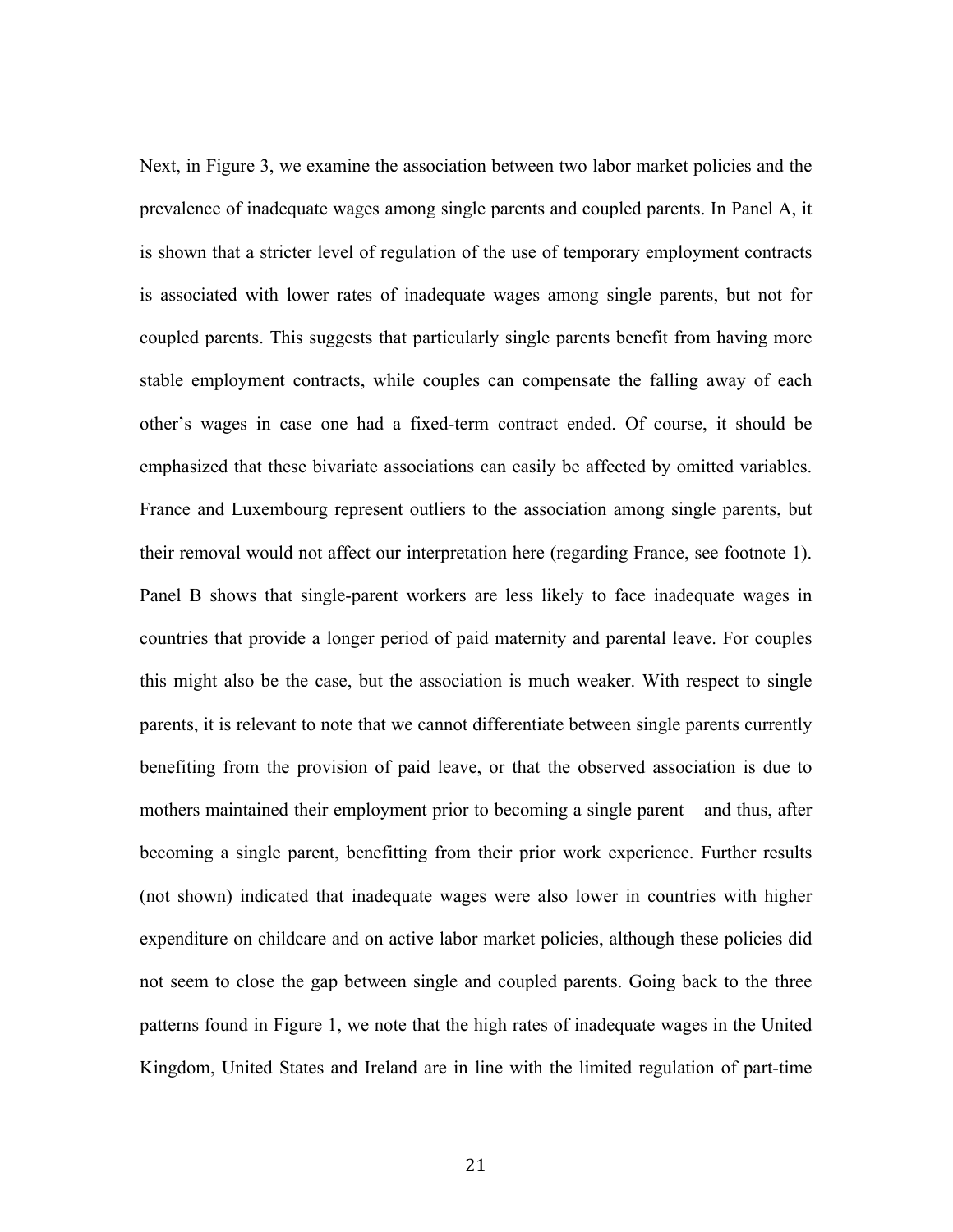Next, in Figure 3, we examine the association between two labor market policies and the prevalence of inadequate wages among single parents and coupled parents. In Panel A, it is shown that a stricter level of regulation of the use of temporary employment contracts is associated with lower rates of inadequate wages among single parents, but not for coupled parents. This suggests that particularly single parents benefit from having more stable employment contracts, while couples can compensate the falling away of each other's wages in case one had a fixed-term contract ended. Of course, it should be emphasized that these bivariate associations can easily be affected by omitted variables. France and Luxembourg represent outliers to the association among single parents, but their removal would not affect our interpretation here (regarding France, see footnote 1). Panel B shows that single-parent workers are less likely to face inadequate wages in countries that provide a longer period of paid maternity and parental leave. For couples this might also be the case, but the association is much weaker. With respect to single parents, it is relevant to note that we cannot differentiate between single parents currently benefiting from the provision of paid leave, or that the observed association is due to mothers maintained their employment prior to becoming a single parent – and thus, after becoming a single parent, benefitting from their prior work experience. Further results (not shown) indicated that inadequate wages were also lower in countries with higher expenditure on childcare and on active labor market policies, although these policies did not seem to close the gap between single and coupled parents. Going back to the three patterns found in Figure 1, we note that the high rates of inadequate wages in the United Kingdom, United States and Ireland are in line with the limited regulation of part-time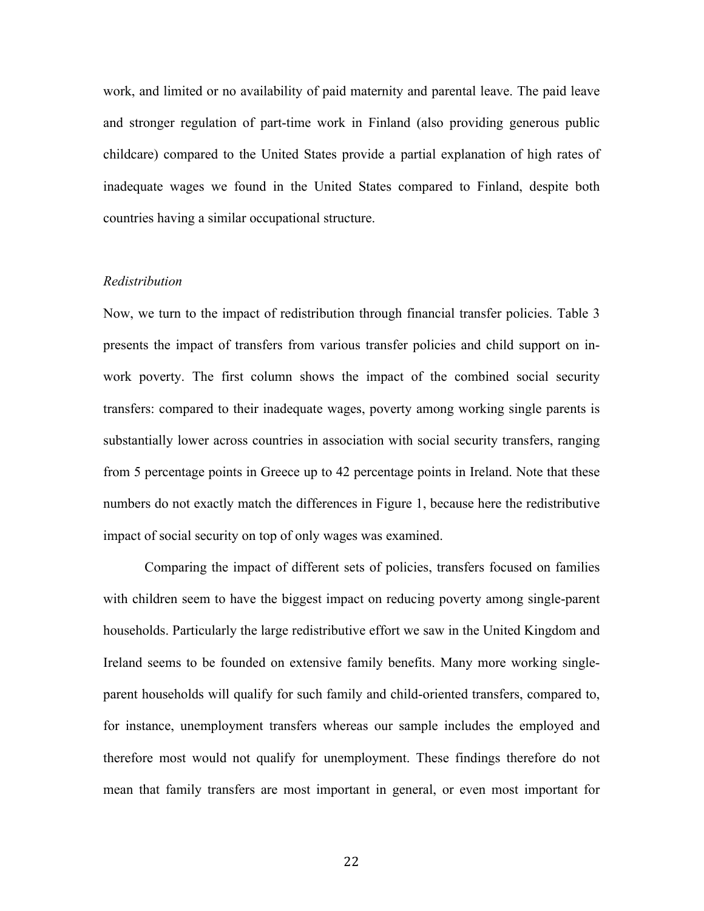work, and limited or no availability of paid maternity and parental leave. The paid leave and stronger regulation of part-time work in Finland (also providing generous public childcare) compared to the United States provide a partial explanation of high rates of inadequate wages we found in the United States compared to Finland, despite both countries having a similar occupational structure.

### *Redistribution*

Now, we turn to the impact of redistribution through financial transfer policies. Table 3 presents the impact of transfers from various transfer policies and child support on in-work poverty. The first column shows the impact of the combined social security transfers: compared to their inadequate wages, poverty among working single parents is substantially lower across countries in association with social security transfers, ranging from 5 percentage points in Greece up to 42 percentage points in Ireland. Note that these numbers do not exactly match the differences in Figure 1, because here the redistributive impact of social security on top of only wages was examined.

Comparing the impact of different sets of policies, transfers focused on families with children seem to have the biggest impact on reducing poverty among single-parent households. Particularly the large redistributive effort we saw in the United Kingdom and Ireland seems to be founded on extensive family benefits. Many more working single-parent households will qualify for such family and child-oriented transfers, compared to, for instance, unemployment transfers whereas our sample includes the employed and therefore most would not qualify for unemployment. These findings therefore do not mean that family transfers are most important in general, or even most important for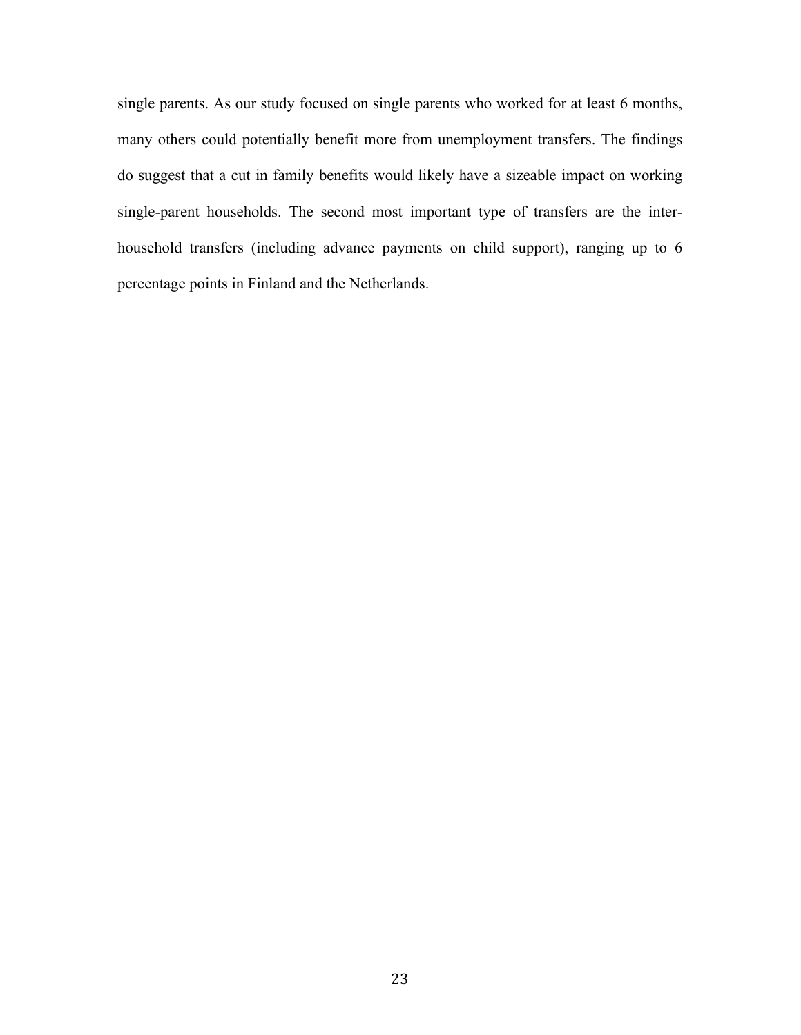single parents. As our study focused on single parents who worked for at least 6 months, many others could potentially benefit more from unemployment transfers. The findings do suggest that a cut in family benefits would likely have a sizeable impact on working single-parent households. The second most important type of transfers are the inter-household transfers (including advance payments on child support), ranging up to 6 percentage points in Finland and the Netherlands.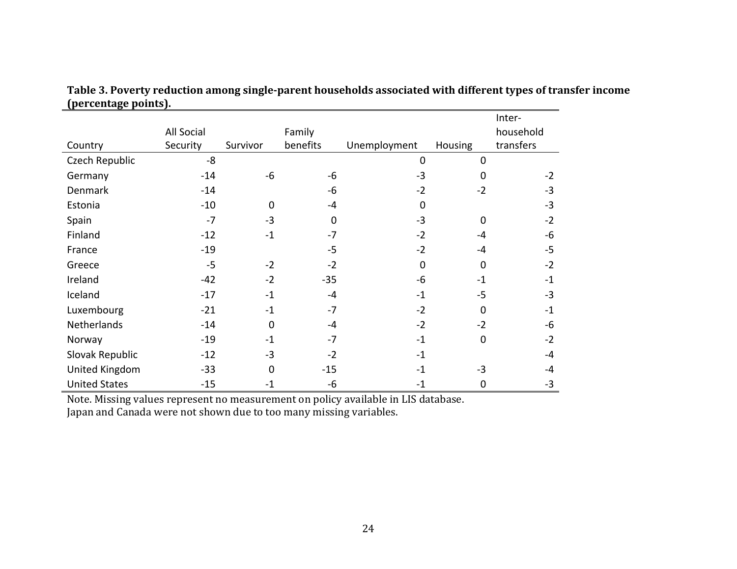**Table 3. Poverty reduction among single-parent households associated with different types of transfer income (percentage points).**

| Country | All Social Security | Survivor | Family benefits | Unemployment | Housing | Inter-household transfers |
|---|---|---|---|---|---|---|
| Czech Republic | -8 | | | 0 | 0 | |
| Germany | -14 | -6 | -6 | -3 | 0 | -2 |
| Denmark | -14 | | -6 | -2 | -2 | -3 |
| Estonia | -10 | 0 | -4 | 0 | | -3 |
| Spain | -7 | -3 | 0 | -3 | 0 | -2 |
| Finland | -12 | -1 | -7 | -2 | -4 | -6 |
| France | -19 | | -5 | -2 | -4 | -5 |
| Greece | -5 | -2 | -2 | 0 | 0 | -2 |
| Ireland | -42 | -2 | -35 | -6 | -1 | -1 |
| Iceland | -17 | -1 | -4 | -1 | -5 | -3 |
| Luxembourg | -21 | -1 | -7 | -2 | 0 | -1 |
| Netherlands | -14 | 0 | -4 | -2 | -2 | -6 |
| Norway | -19 | -1 | -7 | -1 | 0 | -2 |
| Slovak Republic | -12 | -3 | -2 | -1 | | -4 |
| United Kingdom | -33 | 0 | -15 | -1 | -3 | -4 |
| United States | -15 | -1 | -6 | -1 | 0 | -3 |

Note. Missing values represent no measurement on policy available in LIS database.
Japan and Canada were not shown due to too many missing variables.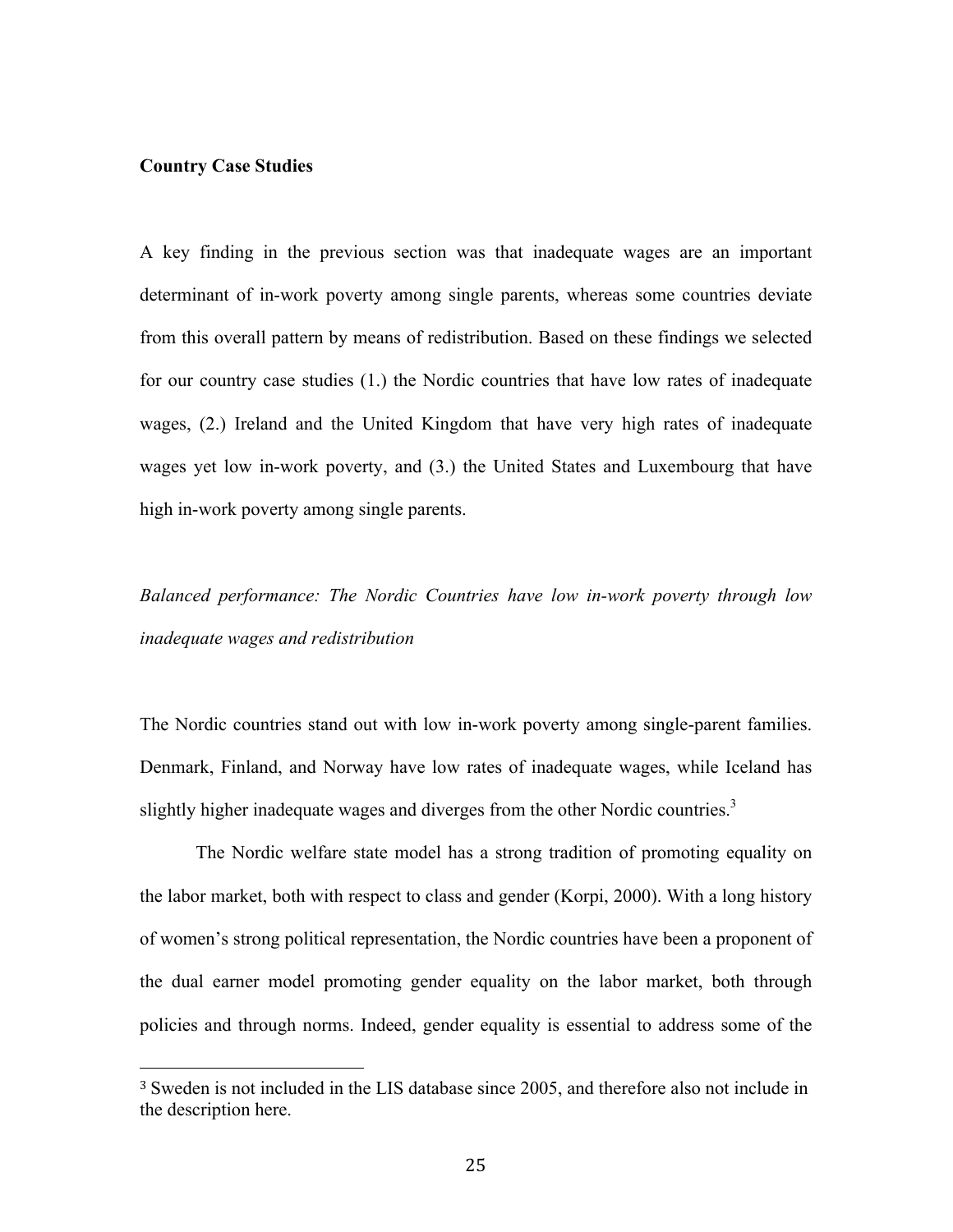## Country Case Studies

A key finding in the previous section was that inadequate wages are an important determinant of in-work poverty among single parents, whereas some countries deviate from this overall pattern by means of redistribution. Based on these findings we selected for our country case studies (1.) the Nordic countries that have low rates of inadequate wages, (2.) Ireland and the United Kingdom that have very high rates of inadequate wages yet low in-work poverty, and (3.) the United States and Luxembourg that have high in-work poverty among single parents.

### *Balanced performance: The Nordic Countries have low in-work poverty through low inadequate wages and redistribution*

The Nordic countries stand out with low in-work poverty among single-parent families. Denmark, Finland, and Norway have low rates of inadequate wages, while Iceland has slightly higher inadequate wages and diverges from the other Nordic countries.[3]

The Nordic welfare state model has a strong tradition of promoting equality on the labor market, both with respect to class and gender (Korpi, 2000). With a long history of women's strong political representation, the Nordic countries have been a proponent of the dual earner model promoting gender equality on the labor market, both through policies and through norms. Indeed, gender equality is essential to address some of the

---

[3] Sweden is not included in the LIS database since 2005, and therefore also not include in the description here.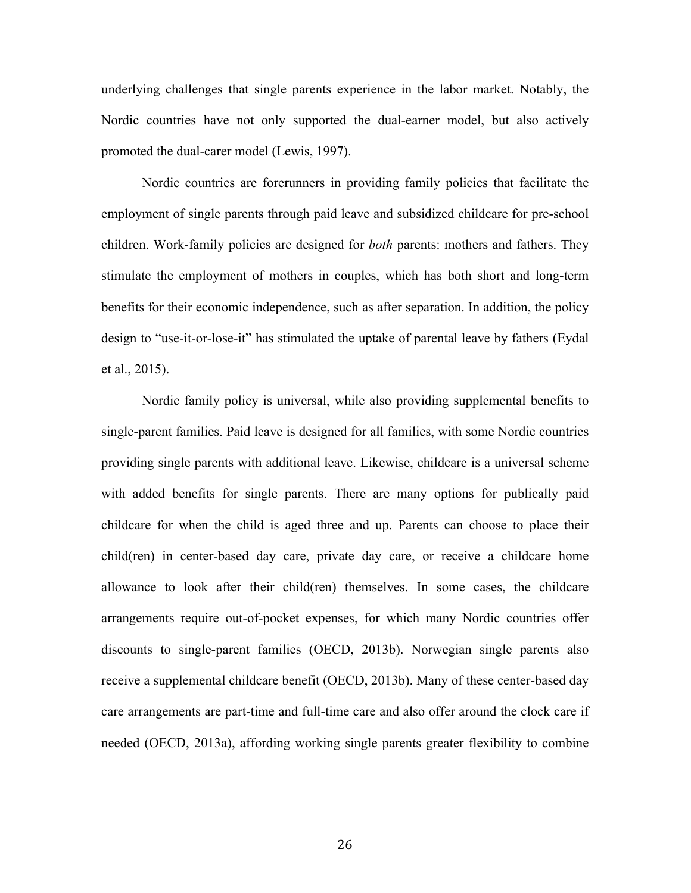underlying challenges that single parents experience in the labor market. Notably, the Nordic countries have not only supported the dual-earner model, but also actively promoted the dual-carer model (Lewis, 1997).

Nordic countries are forerunners in providing family policies that facilitate the employment of single parents through paid leave and subsidized childcare for pre-school children. Work-family policies are designed for *both* parents: mothers and fathers. They stimulate the employment of mothers in couples, which has both short and long-term benefits for their economic independence, such as after separation. In addition, the policy design to "use-it-or-lose-it" has stimulated the uptake of parental leave by fathers (Eydal et al., 2015).

Nordic family policy is universal, while also providing supplemental benefits to single-parent families. Paid leave is designed for all families, with some Nordic countries providing single parents with additional leave. Likewise, childcare is a universal scheme with added benefits for single parents. There are many options for publically paid childcare for when the child is aged three and up. Parents can choose to place their child(ren) in center-based day care, private day care, or receive a childcare home allowance to look after their child(ren) themselves. In some cases, the childcare arrangements require out-of-pocket expenses, for which many Nordic countries offer discounts to single-parent families (OECD, 2013b). Norwegian single parents also receive a supplemental childcare benefit (OECD, 2013b). Many of these center-based day care arrangements are part-time and full-time care and also offer around the clock care if needed (OECD, 2013a), affording working single parents greater flexibility to combine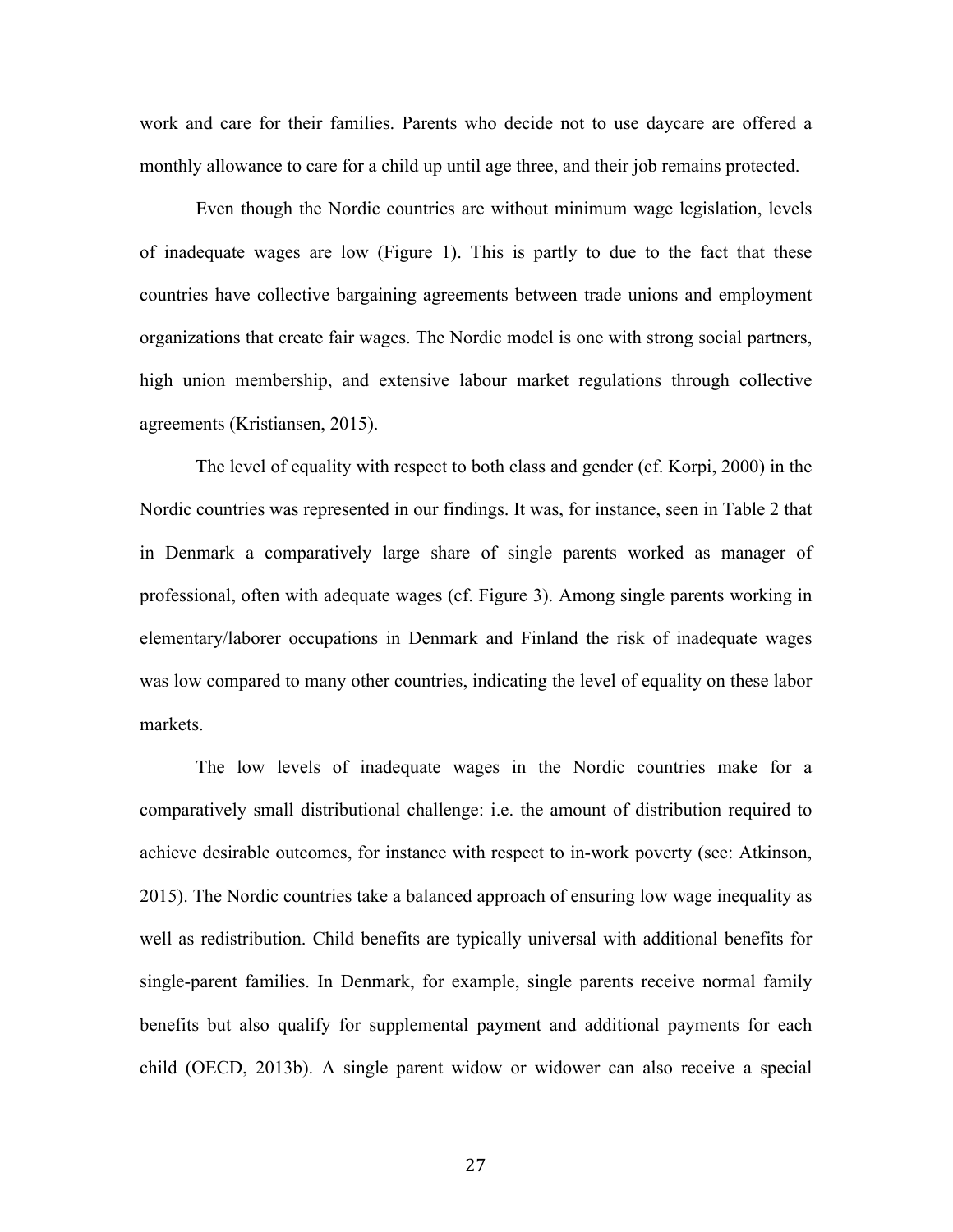work and care for their families. Parents who decide not to use daycare are offered a monthly allowance to care for a child up until age three, and their job remains protected.

Even though the Nordic countries are without minimum wage legislation, levels of inadequate wages are low (Figure 1). This is partly to due to the fact that these countries have collective bargaining agreements between trade unions and employment organizations that create fair wages. The Nordic model is one with strong social partners, high union membership, and extensive labour market regulations through collective agreements (Kristiansen, 2015).

The level of equality with respect to both class and gender (cf. Korpi, 2000) in the Nordic countries was represented in our findings. It was, for instance, seen in Table 2 that in Denmark a comparatively large share of single parents worked as manager of professional, often with adequate wages (cf. Figure 3). Among single parents working in elementary/laborer occupations in Denmark and Finland the risk of inadequate wages was low compared to many other countries, indicating the level of equality on these labor markets.

The low levels of inadequate wages in the Nordic countries make for a comparatively small distributional challenge: i.e. the amount of distribution required to achieve desirable outcomes, for instance with respect to in-work poverty (see: Atkinson, 2015). The Nordic countries take a balanced approach of ensuring low wage inequality as well as redistribution. Child benefits are typically universal with additional benefits for single-parent families. In Denmark, for example, single parents receive normal family benefits but also qualify for supplemental payment and additional payments for each child (OECD, 2013b). A single parent widow or widower can also receive a special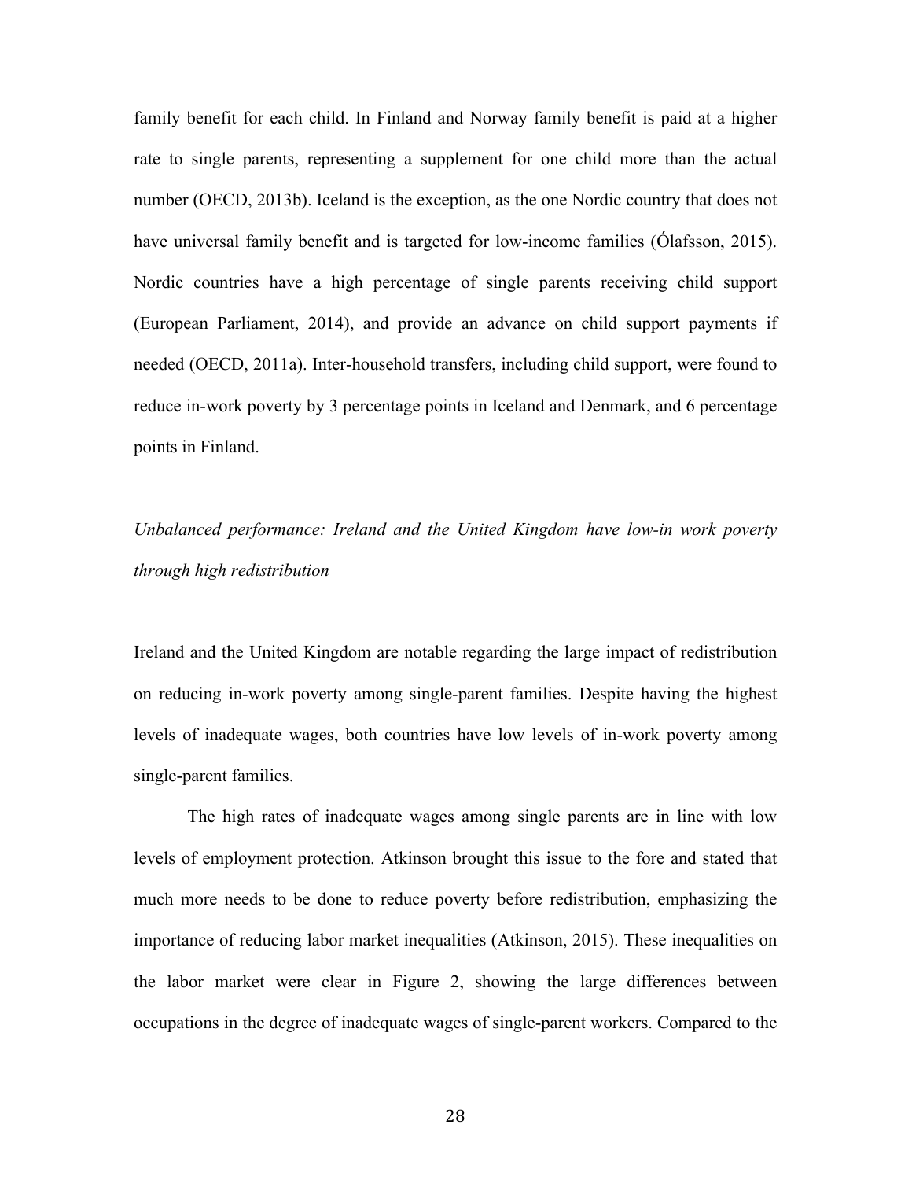family benefit for each child. In Finland and Norway family benefit is paid at a higher rate to single parents, representing a supplement for one child more than the actual number (OECD, 2013b). Iceland is the exception, as the one Nordic country that does not have universal family benefit and is targeted for low-income families (Ólafsson, 2015). Nordic countries have a high percentage of single parents receiving child support (European Parliament, 2014), and provide an advance on child support payments if needed (OECD, 2011a). Inter-household transfers, including child support, were found to reduce in-work poverty by 3 percentage points in Iceland and Denmark, and 6 percentage points in Finland.

*Unbalanced performance: Ireland and the United Kingdom have low-in work poverty through high redistribution*

Ireland and the United Kingdom are notable regarding the large impact of redistribution on reducing in-work poverty among single-parent families. Despite having the highest levels of inadequate wages, both countries have low levels of in-work poverty among single-parent families.

The high rates of inadequate wages among single parents are in line with low levels of employment protection. Atkinson brought this issue to the fore and stated that much more needs to be done to reduce poverty before redistribution, emphasizing the importance of reducing labor market inequalities (Atkinson, 2015). These inequalities on the labor market were clear in Figure 2, showing the large differences between occupations in the degree of inadequate wages of single-parent workers. Compared to the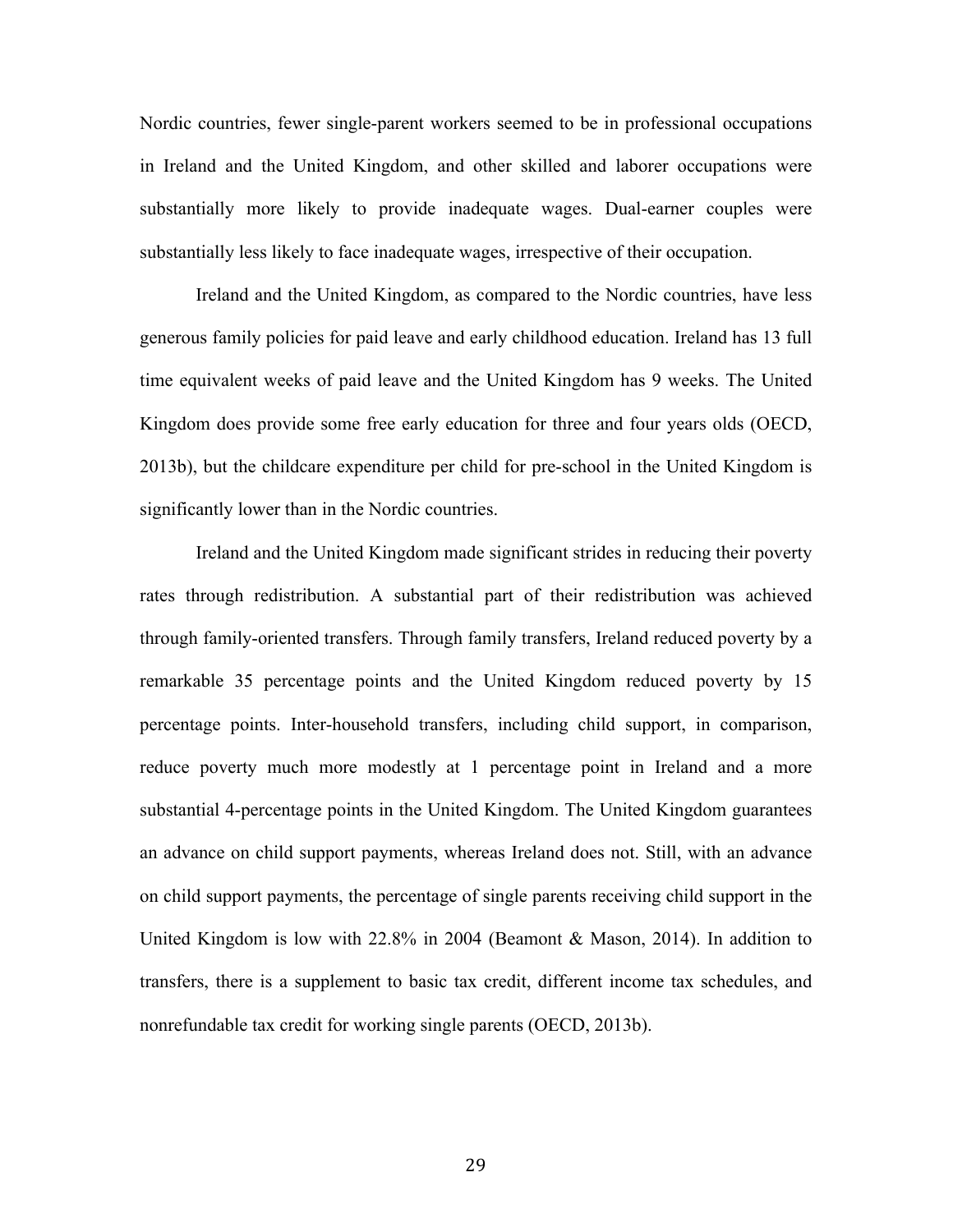Nordic countries, fewer single-parent workers seemed to be in professional occupations in Ireland and the United Kingdom, and other skilled and laborer occupations were substantially more likely to provide inadequate wages. Dual-earner couples were substantially less likely to face inadequate wages, irrespective of their occupation.

Ireland and the United Kingdom, as compared to the Nordic countries, have less generous family policies for paid leave and early childhood education. Ireland has 13 full time equivalent weeks of paid leave and the United Kingdom has 9 weeks. The United Kingdom does provide some free early education for three and four years olds (OECD, 2013b), but the childcare expenditure per child for pre-school in the United Kingdom is significantly lower than in the Nordic countries.

Ireland and the United Kingdom made significant strides in reducing their poverty rates through redistribution. A substantial part of their redistribution was achieved through family-oriented transfers. Through family transfers, Ireland reduced poverty by a remarkable 35 percentage points and the United Kingdom reduced poverty by 15 percentage points. Inter-household transfers, including child support, in comparison, reduce poverty much more modestly at 1 percentage point in Ireland and a more substantial 4-percentage points in the United Kingdom. The United Kingdom guarantees an advance on child support payments, whereas Ireland does not. Still, with an advance on child support payments, the percentage of single parents receiving child support in the United Kingdom is low with 22.8% in 2004 (Beamont & Mason, 2014). In addition to transfers, there is a supplement to basic tax credit, different income tax schedules, and nonrefundable tax credit for working single parents (OECD, 2013b).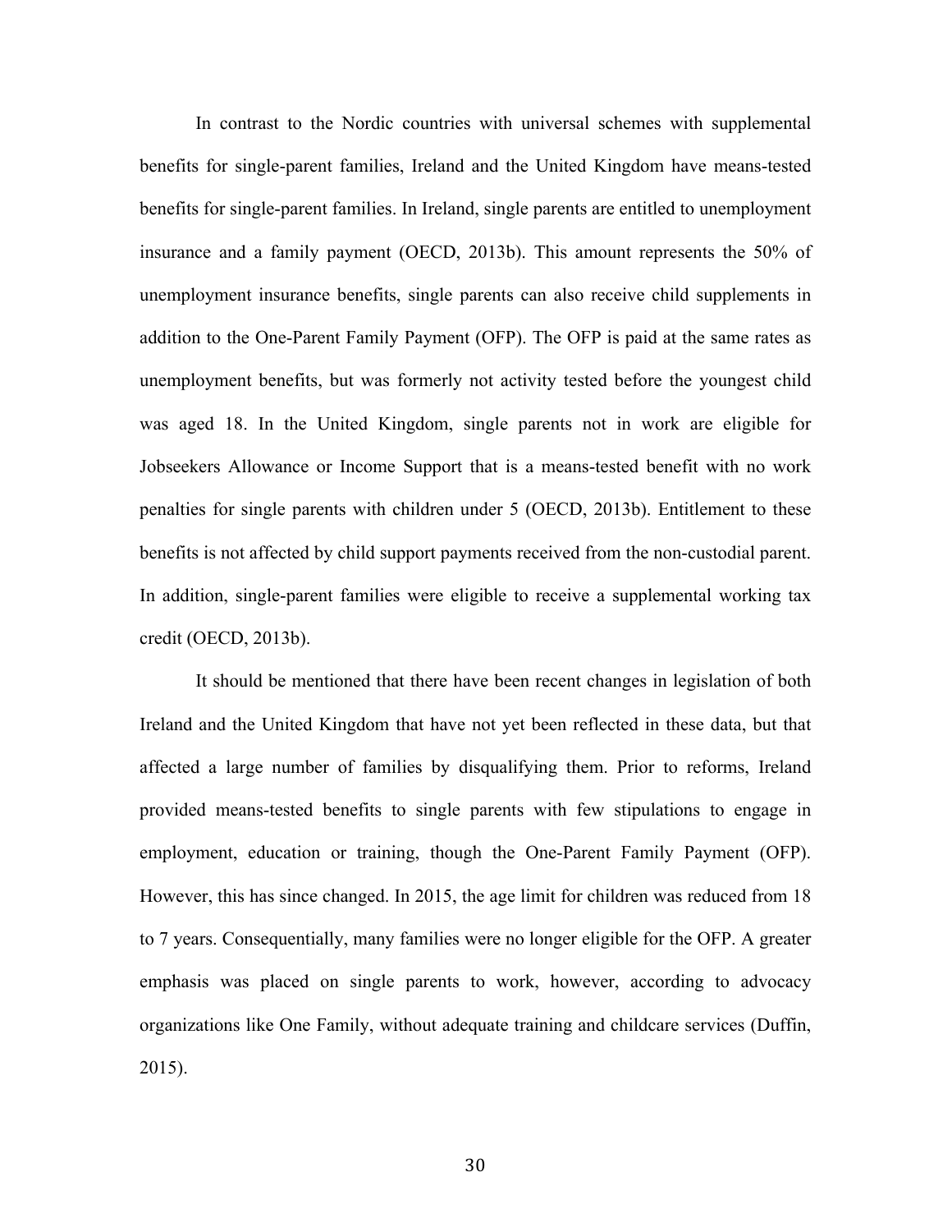In contrast to the Nordic countries with universal schemes with supplemental benefits for single-parent families, Ireland and the United Kingdom have means-tested benefits for single-parent families. In Ireland, single parents are entitled to unemployment insurance and a family payment (OECD, 2013b). This amount represents the 50% of unemployment insurance benefits, single parents can also receive child supplements in addition to the One-Parent Family Payment (OFP). The OFP is paid at the same rates as unemployment benefits, but was formerly not activity tested before the youngest child was aged 18. In the United Kingdom, single parents not in work are eligible for Jobseekers Allowance or Income Support that is a means-tested benefit with no work penalties for single parents with children under 5 (OECD, 2013b). Entitlement to these benefits is not affected by child support payments received from the non-custodial parent. In addition, single-parent families were eligible to receive a supplemental working tax credit (OECD, 2013b).

It should be mentioned that there have been recent changes in legislation of both Ireland and the United Kingdom that have not yet been reflected in these data, but that affected a large number of families by disqualifying them. Prior to reforms, Ireland provided means-tested benefits to single parents with few stipulations to engage in employment, education or training, though the One-Parent Family Payment (OFP). However, this has since changed. In 2015, the age limit for children was reduced from 18 to 7 years. Consequentially, many families were no longer eligible for the OFP. A greater emphasis was placed on single parents to work, however, according to advocacy organizations like One Family, without adequate training and childcare services (Duffin, 2015).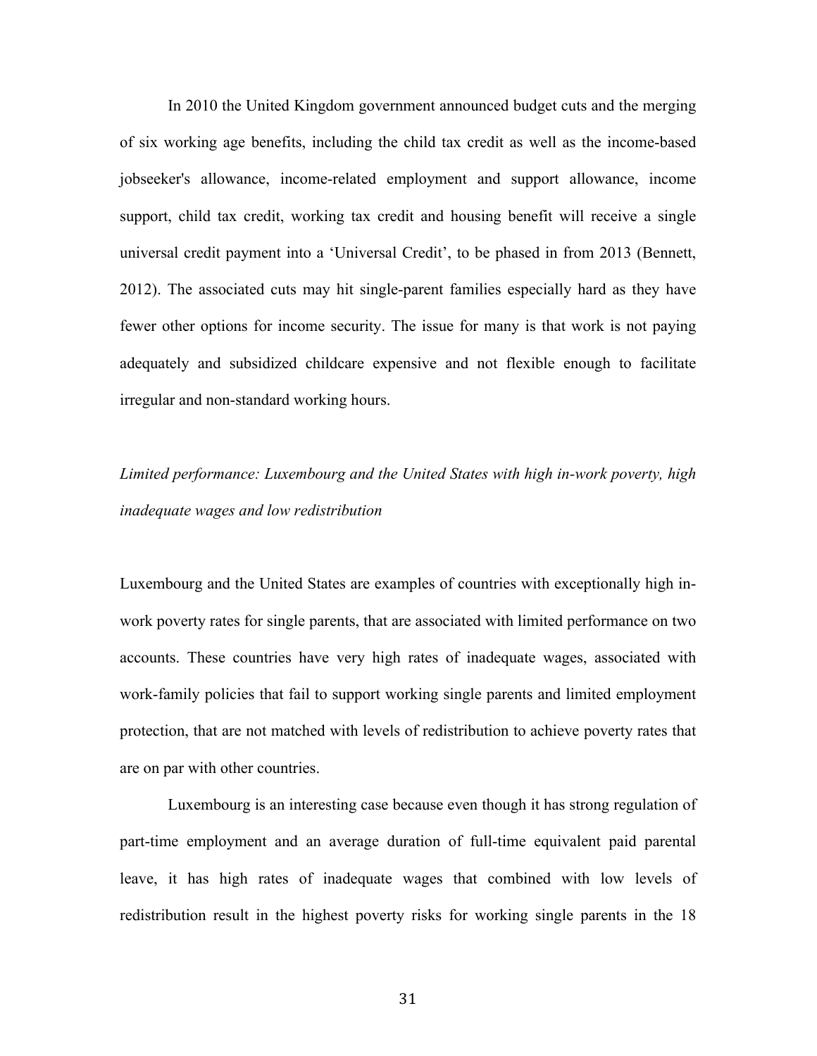In 2010 the United Kingdom government announced budget cuts and the merging of six working age benefits, including the child tax credit as well as the income-based jobseeker's allowance, income-related employment and support allowance, income support, child tax credit, working tax credit and housing benefit will receive a single universal credit payment into a 'Universal Credit', to be phased in from 2013 (Bennett, 2012). The associated cuts may hit single-parent families especially hard as they have fewer other options for income security. The issue for many is that work is not paying adequately and subsidized childcare expensive and not flexible enough to facilitate irregular and non-standard working hours.

*Limited performance: Luxembourg and the United States with high in-work poverty, high inadequate wages and low redistribution*

Luxembourg and the United States are examples of countries with exceptionally high in-work poverty rates for single parents, that are associated with limited performance on two accounts. These countries have very high rates of inadequate wages, associated with work-family policies that fail to support working single parents and limited employment protection, that are not matched with levels of redistribution to achieve poverty rates that are on par with other countries.

Luxembourg is an interesting case because even though it has strong regulation of part-time employment and an average duration of full-time equivalent paid parental leave, it has high rates of inadequate wages that combined with low levels of redistribution result in the highest poverty risks for working single parents in the 18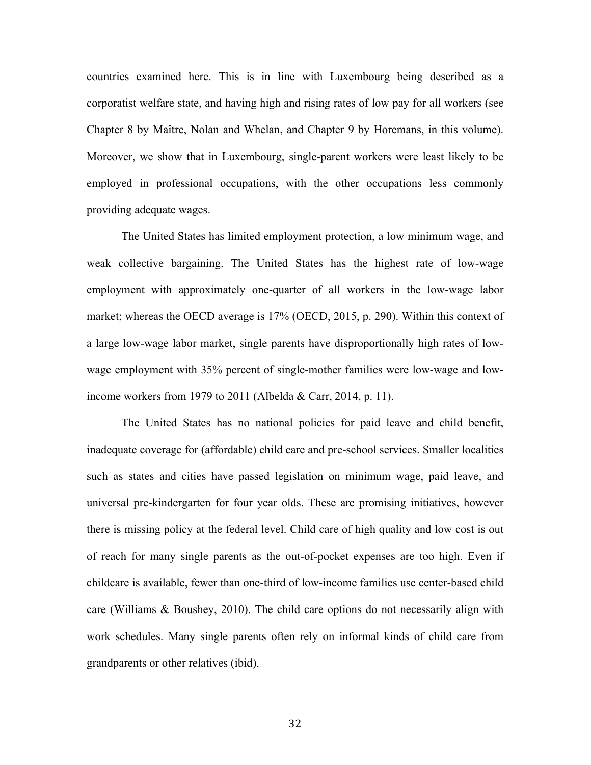countries examined here. This is in line with Luxembourg being described as a corporatist welfare state, and having high and rising rates of low pay for all workers (see Chapter 8 by Maître, Nolan and Whelan, and Chapter 9 by Horemans, in this volume). Moreover, we show that in Luxembourg, single-parent workers were least likely to be employed in professional occupations, with the other occupations less commonly providing adequate wages.

The United States has limited employment protection, a low minimum wage, and weak collective bargaining. The United States has the highest rate of low-wage employment with approximately one-quarter of all workers in the low-wage labor market; whereas the OECD average is 17% (OECD, 2015, p. 290). Within this context of a large low-wage labor market, single parents have disproportionally high rates of low-wage employment with 35% percent of single-mother families were low-wage and low-income workers from 1979 to 2011 (Albelda & Carr, 2014, p. 11).

The United States has no national policies for paid leave and child benefit, inadequate coverage for (affordable) child care and pre-school services. Smaller localities such as states and cities have passed legislation on minimum wage, paid leave, and universal pre-kindergarten for four year olds. These are promising initiatives, however there is missing policy at the federal level. Child care of high quality and low cost is out of reach for many single parents as the out-of-pocket expenses are too high. Even if childcare is available, fewer than one-third of low-income families use center-based child care (Williams & Boushey, 2010). The child care options do not necessarily align with work schedules. Many single parents often rely on informal kinds of child care from grandparents or other relatives (ibid).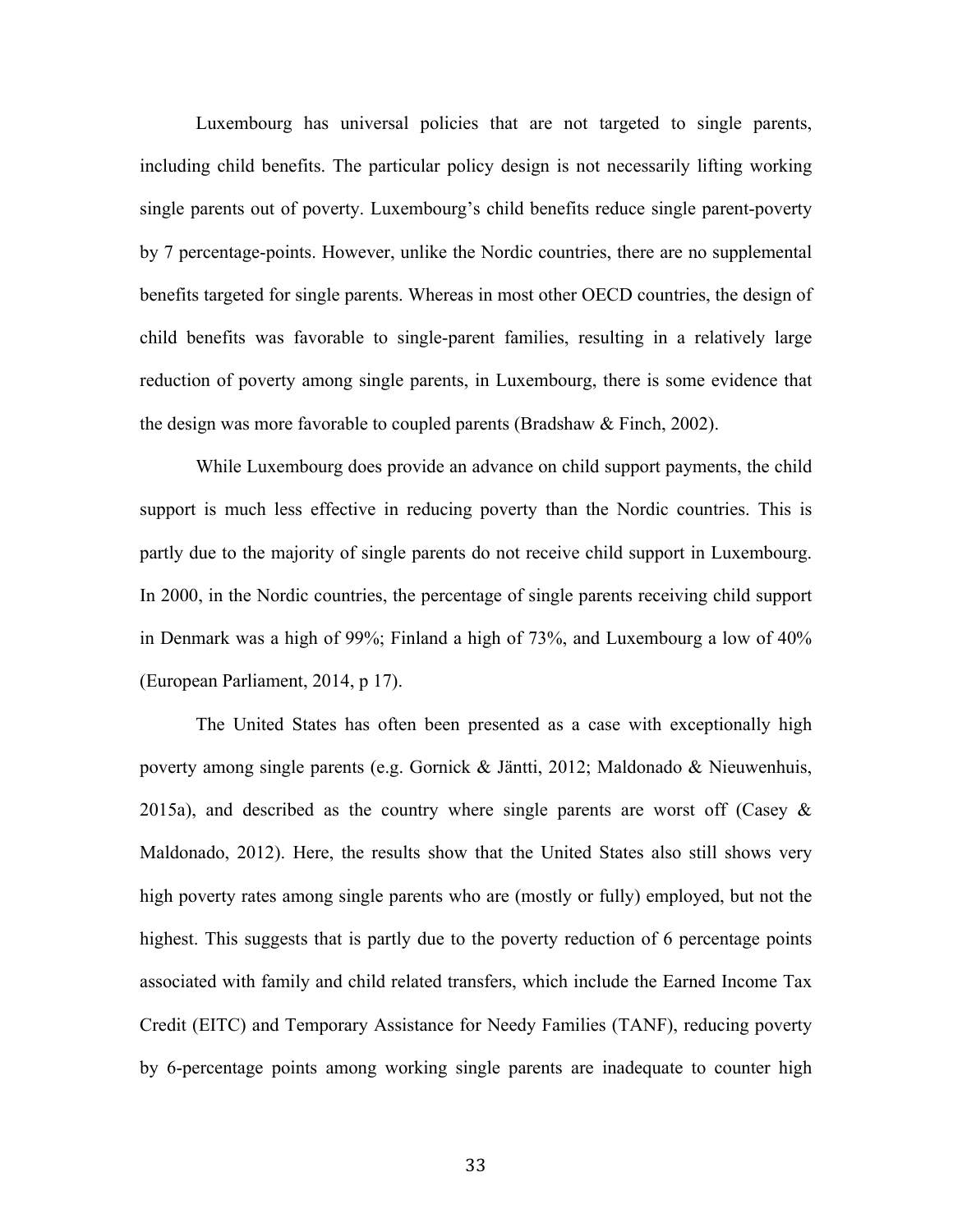Luxembourg has universal policies that are not targeted to single parents, including child benefits. The particular policy design is not necessarily lifting working single parents out of poverty. Luxembourg's child benefits reduce single parent-poverty by 7 percentage-points. However, unlike the Nordic countries, there are no supplemental benefits targeted for single parents. Whereas in most other OECD countries, the design of child benefits was favorable to single-parent families, resulting in a relatively large reduction of poverty among single parents, in Luxembourg, there is some evidence that the design was more favorable to coupled parents (Bradshaw & Finch, 2002).

While Luxembourg does provide an advance on child support payments, the child support is much less effective in reducing poverty than the Nordic countries. This is partly due to the majority of single parents do not receive child support in Luxembourg. In 2000, in the Nordic countries, the percentage of single parents receiving child support in Denmark was a high of 99%; Finland a high of 73%, and Luxembourg a low of 40% (European Parliament, 2014, p 17).

The United States has often been presented as a case with exceptionally high poverty among single parents (e.g. Gornick & Jäntti, 2012; Maldonado & Nieuwenhuis, 2015a), and described as the country where single parents are worst off (Casey & Maldonado, 2012). Here, the results show that the United States also still shows very high poverty rates among single parents who are (mostly or fully) employed, but not the highest. This suggests that is partly due to the poverty reduction of 6 percentage points associated with family and child related transfers, which include the Earned Income Tax Credit (EITC) and Temporary Assistance for Needy Families (TANF), reducing poverty by 6-percentage points among working single parents are inadequate to counter high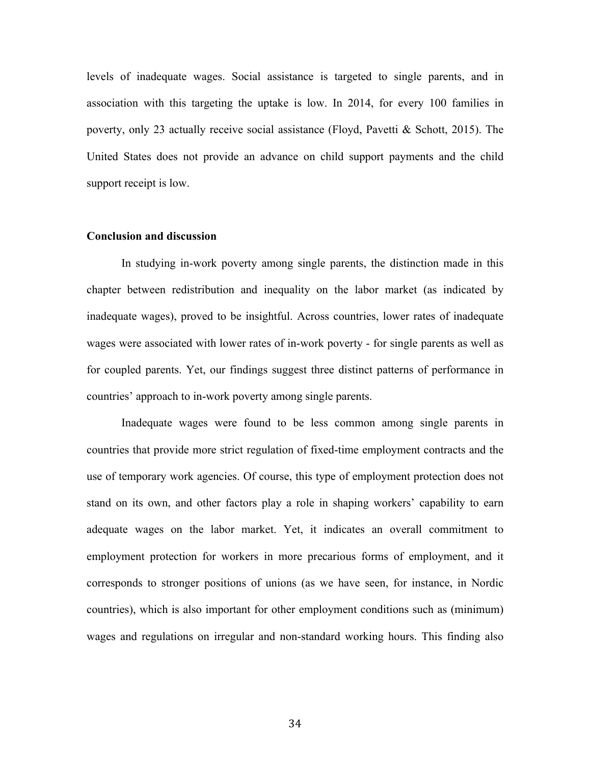levels of inadequate wages. Social assistance is targeted to single parents, and in association with this targeting the uptake is low. In 2014, for every 100 families in poverty, only 23 actually receive social assistance (Floyd, Pavetti & Schott, 2015). The United States does not provide an advance on child support payments and the child support receipt is low.

### Conclusion and discussion

In studying in-work poverty among single parents, the distinction made in this chapter between redistribution and inequality on the labor market (as indicated by inadequate wages), proved to be insightful. Across countries, lower rates of inadequate wages were associated with lower rates of in-work poverty - for single parents as well as for coupled parents. Yet, our findings suggest three distinct patterns of performance in countries' approach to in-work poverty among single parents.

Inadequate wages were found to be less common among single parents in countries that provide more strict regulation of fixed-time employment contracts and the use of temporary work agencies. Of course, this type of employment protection does not stand on its own, and other factors play a role in shaping workers' capability to earn adequate wages on the labor market. Yet, it indicates an overall commitment to employment protection for workers in more precarious forms of employment, and it corresponds to stronger positions of unions (as we have seen, for instance, in Nordic countries), which is also important for other employment conditions such as (minimum) wages and regulations on irregular and non-standard working hours. This finding also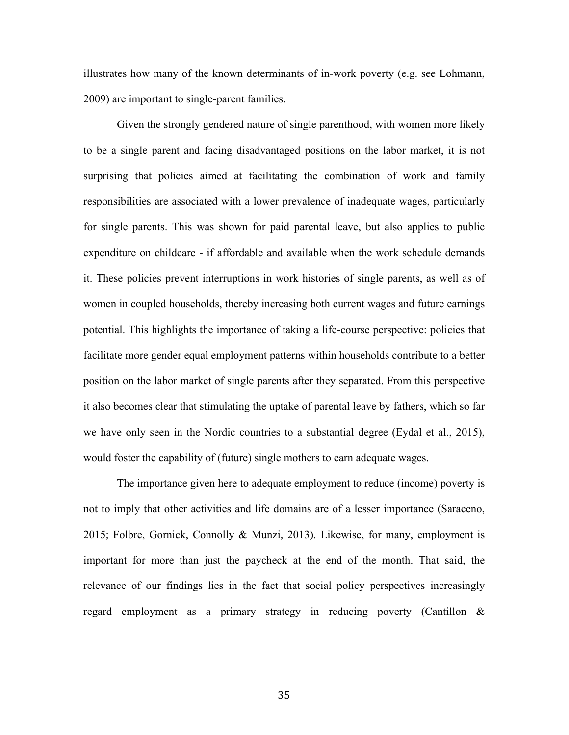illustrates how many of the known determinants of in-work poverty (e.g. see Lohmann, 2009) are important to single-parent families.

Given the strongly gendered nature of single parenthood, with women more likely to be a single parent and facing disadvantaged positions on the labor market, it is not surprising that policies aimed at facilitating the combination of work and family responsibilities are associated with a lower prevalence of inadequate wages, particularly for single parents. This was shown for paid parental leave, but also applies to public expenditure on childcare - if affordable and available when the work schedule demands it. These policies prevent interruptions in work histories of single parents, as well as of women in coupled households, thereby increasing both current wages and future earnings potential. This highlights the importance of taking a life-course perspective: policies that facilitate more gender equal employment patterns within households contribute to a better position on the labor market of single parents after they separated. From this perspective it also becomes clear that stimulating the uptake of parental leave by fathers, which so far we have only seen in the Nordic countries to a substantial degree (Eydal et al., 2015), would foster the capability of (future) single mothers to earn adequate wages.

The importance given here to adequate employment to reduce (income) poverty is not to imply that other activities and life domains are of a lesser importance (Saraceno, 2015; Folbre, Gornick, Connolly & Munzi, 2013). Likewise, for many, employment is important for more than just the paycheck at the end of the month. That said, the relevance of our findings lies in the fact that social policy perspectives increasingly regard employment as a primary strategy in reducing poverty (Cantillon &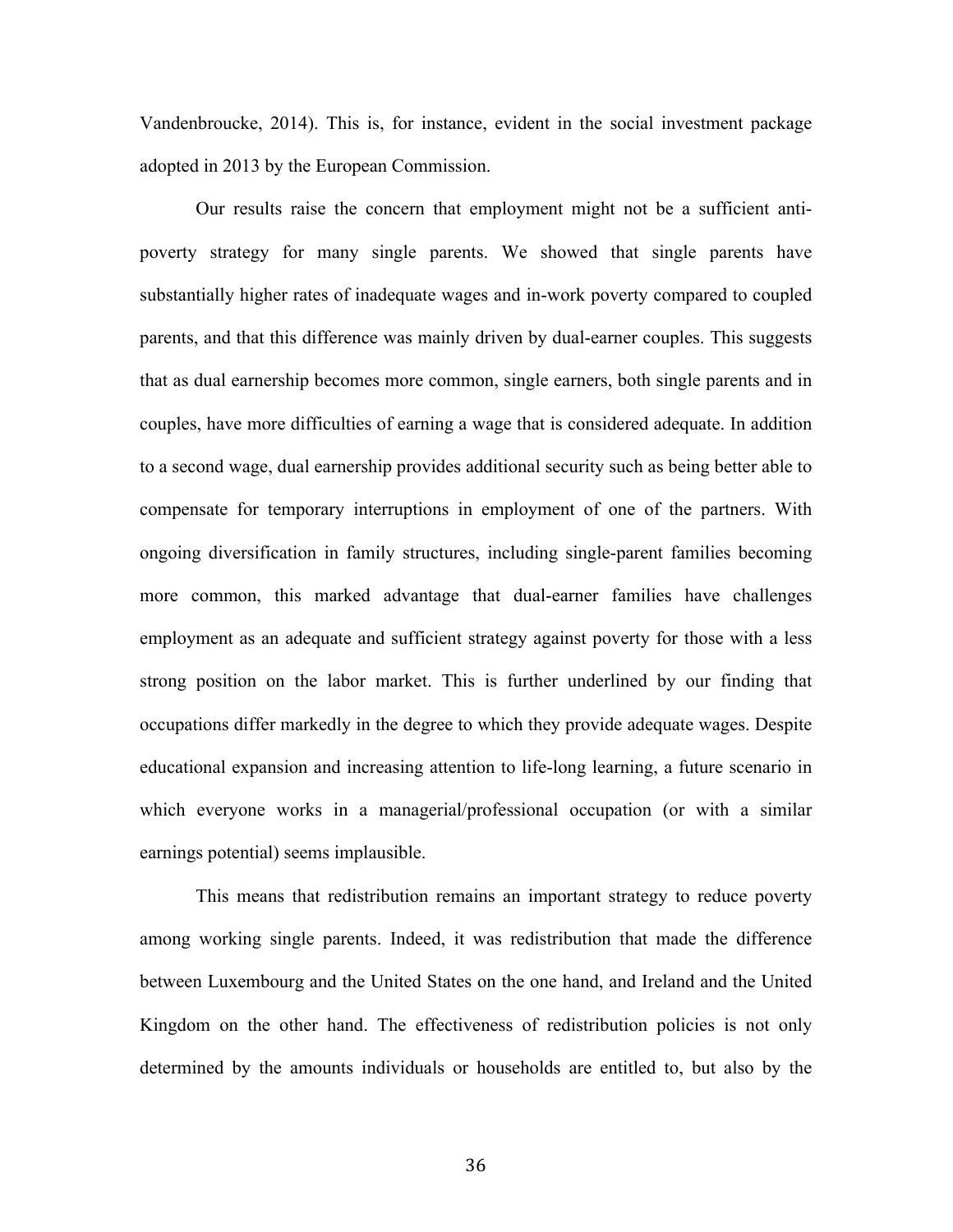Vandenbroucke, 2014). This is, for instance, evident in the social investment package adopted in 2013 by the European Commission.

Our results raise the concern that employment might not be a sufficient anti-poverty strategy for many single parents. We showed that single parents have substantially higher rates of inadequate wages and in-work poverty compared to coupled parents, and that this difference was mainly driven by dual-earner couples. This suggests that as dual earnership becomes more common, single earners, both single parents and in couples, have more difficulties of earning a wage that is considered adequate. In addition to a second wage, dual earnership provides additional security such as being better able to compensate for temporary interruptions in employment of one of the partners. With ongoing diversification in family structures, including single-parent families becoming more common, this marked advantage that dual-earner families have challenges employment as an adequate and sufficient strategy against poverty for those with a less strong position on the labor market. This is further underlined by our finding that occupations differ markedly in the degree to which they provide adequate wages. Despite educational expansion and increasing attention to life-long learning, a future scenario in which everyone works in a managerial/professional occupation (or with a similar earnings potential) seems implausible.

This means that redistribution remains an important strategy to reduce poverty among working single parents. Indeed, it was redistribution that made the difference between Luxembourg and the United States on the one hand, and Ireland and the United Kingdom on the other hand. The effectiveness of redistribution policies is not only determined by the amounts individuals or households are entitled to, but also by the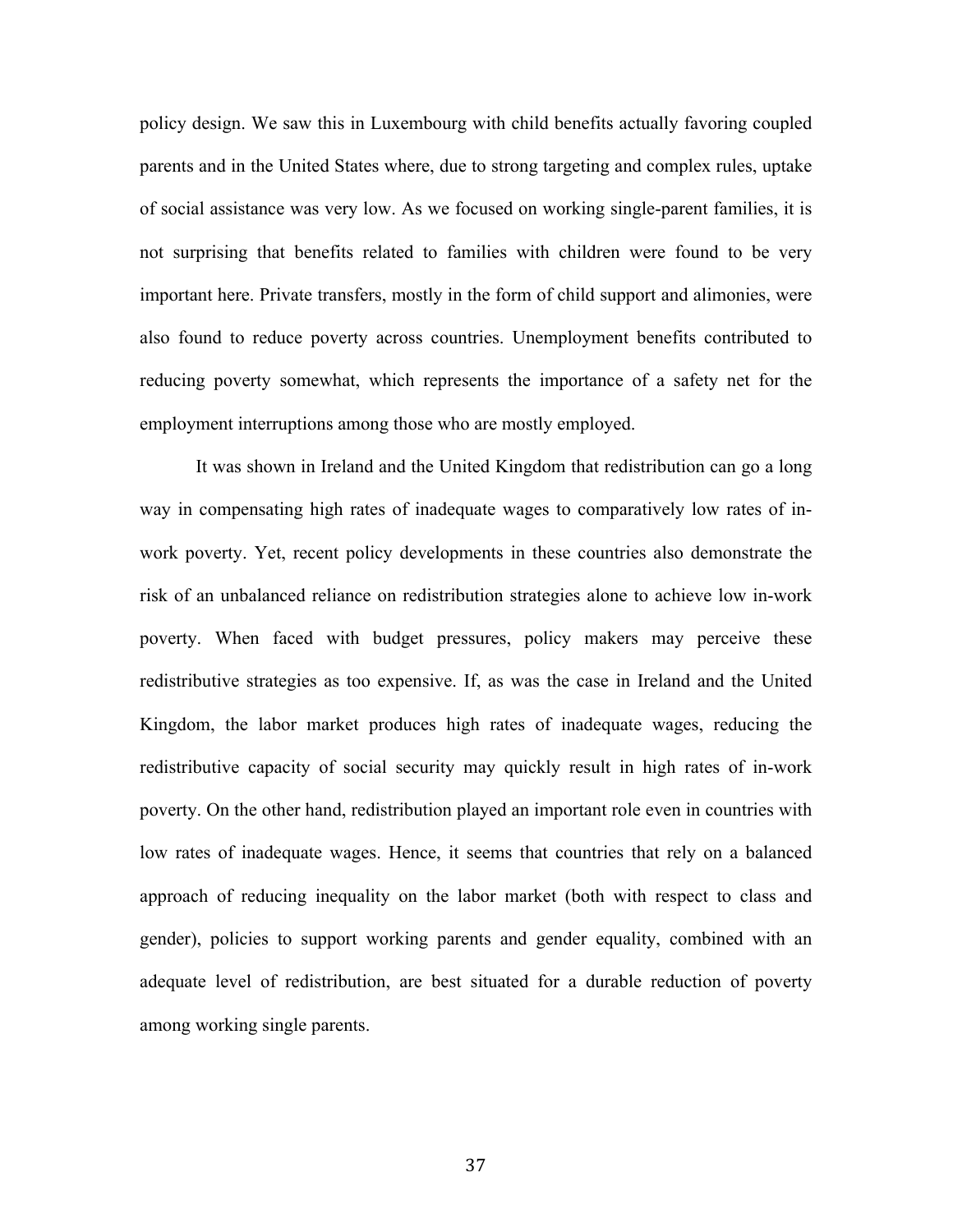policy design. We saw this in Luxembourg with child benefits actually favoring coupled parents and in the United States where, due to strong targeting and complex rules, uptake of social assistance was very low. As we focused on working single-parent families, it is not surprising that benefits related to families with children were found to be very important here. Private transfers, mostly in the form of child support and alimonies, were also found to reduce poverty across countries. Unemployment benefits contributed to reducing poverty somewhat, which represents the importance of a safety net for the employment interruptions among those who are mostly employed.

It was shown in Ireland and the United Kingdom that redistribution can go a long way in compensating high rates of inadequate wages to comparatively low rates of in-work poverty. Yet, recent policy developments in these countries also demonstrate the risk of an unbalanced reliance on redistribution strategies alone to achieve low in-work poverty. When faced with budget pressures, policy makers may perceive these redistributive strategies as too expensive. If, as was the case in Ireland and the United Kingdom, the labor market produces high rates of inadequate wages, reducing the redistributive capacity of social security may quickly result in high rates of in-work poverty. On the other hand, redistribution played an important role even in countries with low rates of inadequate wages. Hence, it seems that countries that rely on a balanced approach of reducing inequality on the labor market (both with respect to class and gender), policies to support working parents and gender equality, combined with an adequate level of redistribution, are best situated for a durable reduction of poverty among working single parents.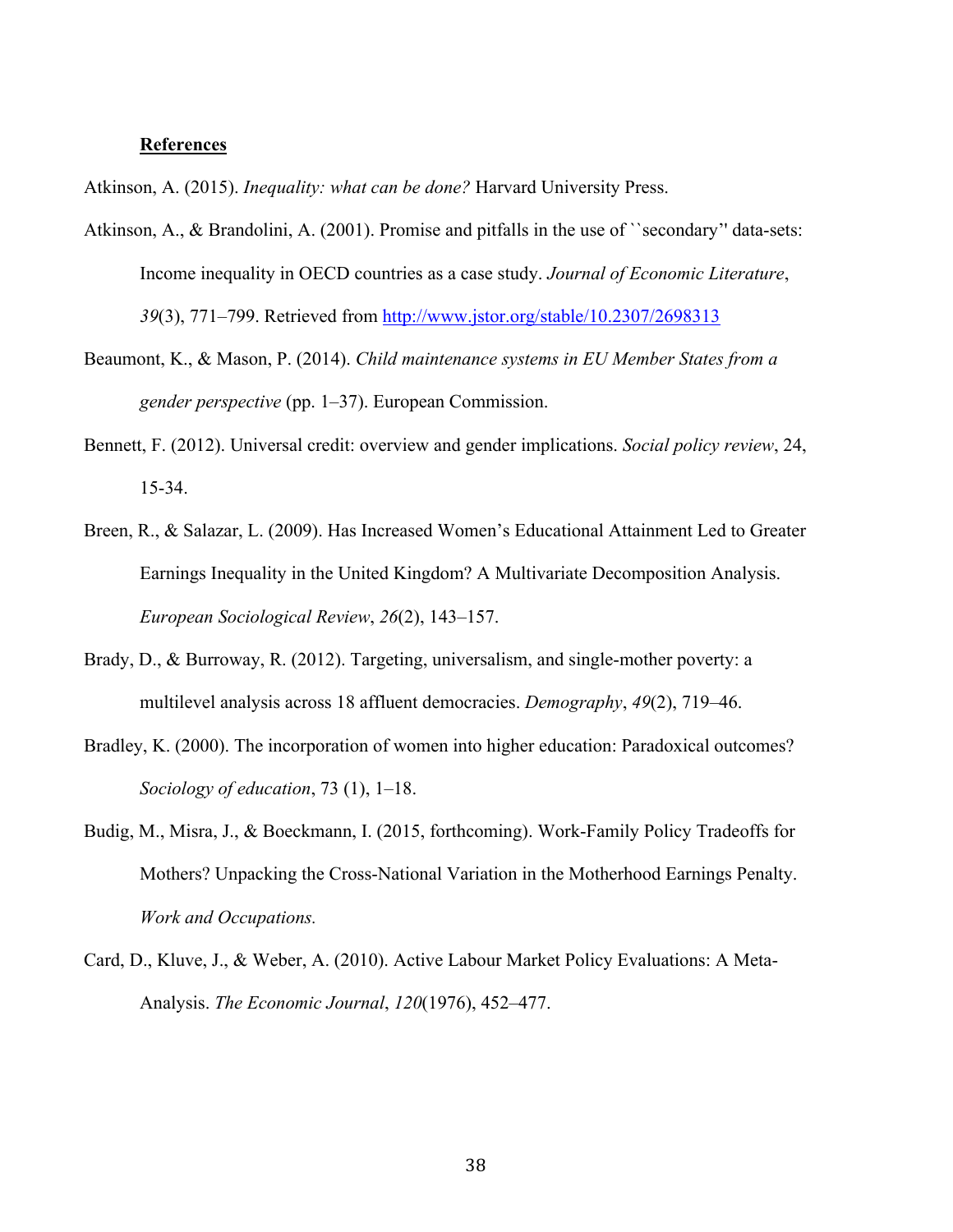**References**

Atkinson, A. (2015). *Inequality: what can be done?* Harvard University Press.

Atkinson, A., & Brandolini, A. (2001). Promise and pitfalls in the use of ``secondary'' data-sets: Income inequality in OECD countries as a case study. *Journal of Economic Literature*, *39*(3), 771–799. Retrieved from http://www.jstor.org/stable/10.2307/2698313

Beaumont, K., & Mason, P. (2014). *Child maintenance systems in EU Member States from a gender perspective* (pp. 1–37). European Commission.

Bennett, F. (2012). Universal credit: overview and gender implications. *Social policy review*, 24, 15-34.

Breen, R., & Salazar, L. (2009). Has Increased Women's Educational Attainment Led to Greater Earnings Inequality in the United Kingdom? A Multivariate Decomposition Analysis. *European Sociological Review*, *26*(2), 143–157.

Brady, D., & Burroway, R. (2012). Targeting, universalism, and single-mother poverty: a multilevel analysis across 18 affluent democracies. *Demography*, *49*(2), 719–46.

Bradley, K. (2000). The incorporation of women into higher education: Paradoxical outcomes? *Sociology of education*, 73 (1), 1–18.

Budig, M., Misra, J., & Boeckmann, I. (2015, forthcoming). Work-Family Policy Tradeoffs for Mothers? Unpacking the Cross-National Variation in the Motherhood Earnings Penalty. *Work and Occupations.*

Card, D., Kluve, J., & Weber, A. (2010). Active Labour Market Policy Evaluations: A Meta-Analysis. *The Economic Journal*, *120*(1976), 452–477.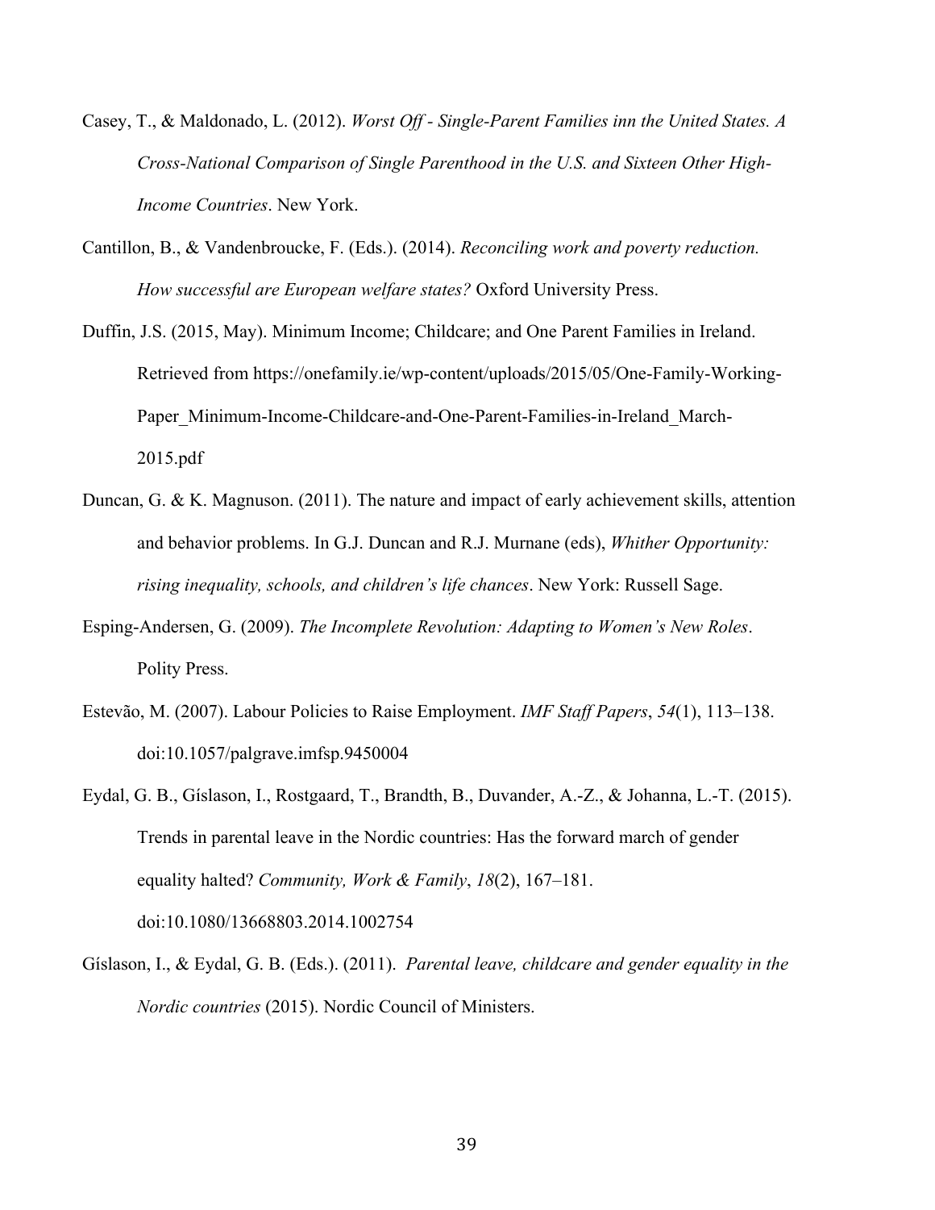Casey, T., & Maldonado, L. (2012). *Worst Off - Single-Parent Families inn the United States. A Cross-National Comparison of Single Parenthood in the U.S. and Sixteen Other High-Income Countries*. New York.

Cantillon, B., & Vandenbroucke, F. (Eds.). (2014). *Reconciling work and poverty reduction. How successful are European welfare states?* Oxford University Press.

Duffin, J.S. (2015, May). Minimum Income; Childcare; and One Parent Families in Ireland. Retrieved from https://onefamily.ie/wp-content/uploads/2015/05/One-Family-Working-Paper_Minimum-Income-Childcare-and-One-Parent-Families-in-Ireland_March-2015.pdf

Duncan, G. & K. Magnuson. (2011). The nature and impact of early achievement skills, attention and behavior problems. In G.J. Duncan and R.J. Murnane (eds), *Whither Opportunity: rising inequality, schools, and children's life chances*. New York: Russell Sage.

Esping-Andersen, G. (2009). *The Incomplete Revolution: Adapting to Women's New Roles*. Polity Press.

Estevão, M. (2007). Labour Policies to Raise Employment. *IMF Staff Papers*, *54*(1), 113–138. doi:10.1057/palgrave.imfsp.9450004

Eydal, G. B., Gíslason, I., Rostgaard, T., Brandth, B., Duvander, A.-Z., & Johanna, L.-T. (2015). Trends in parental leave in the Nordic countries: Has the forward march of gender equality halted? *Community, Work & Family*, *18*(2), 167–181. doi:10.1080/13668803.2014.1002754

Gíslason, I., & Eydal, G. B. (Eds.). (2011). *Parental leave, childcare and gender equality in the Nordic countries* (2015). Nordic Council of Ministers.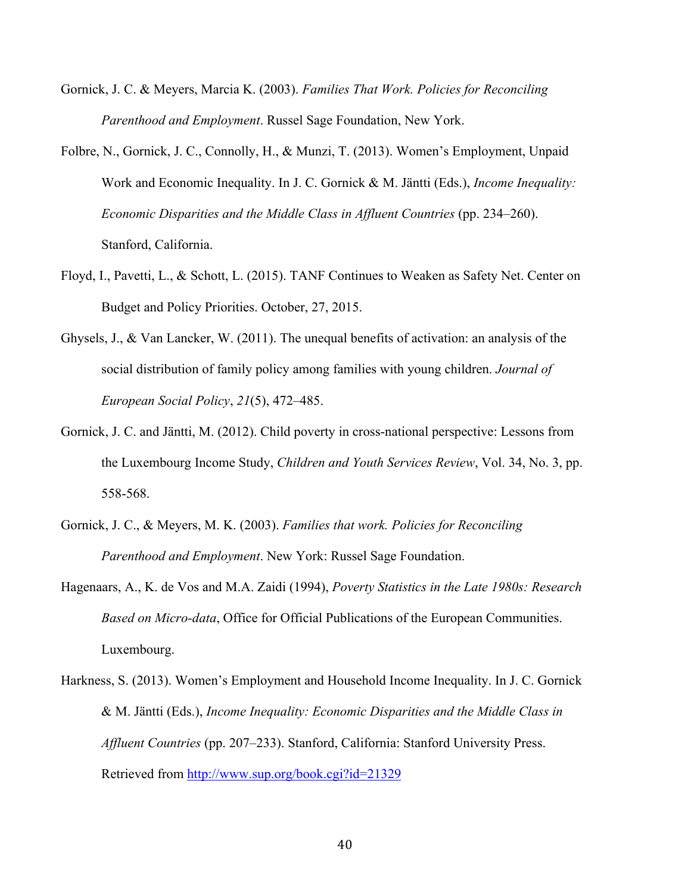Gornick, J. C. & Meyers, Marcia K. (2003). *Families That Work. Policies for Reconciling Parenthood and Employment*. Russel Sage Foundation, New York.

Folbre, N., Gornick, J. C., Connolly, H., & Munzi, T. (2013). Women's Employment, Unpaid Work and Economic Inequality. In J. C. Gornick & M. Jäntti (Eds.), *Income Inequality: Economic Disparities and the Middle Class in Affluent Countries* (pp. 234–260). Stanford, California.

Floyd, I., Pavetti, L., & Schott, L. (2015). TANF Continues to Weaken as Safety Net. Center on Budget and Policy Priorities. October, 27, 2015.

Ghysels, J., & Van Lancker, W. (2011). The unequal benefits of activation: an analysis of the social distribution of family policy among families with young children. *Journal of European Social Policy*, *21*(5), 472–485.

Gornick, J. C. and Jäntti, M. (2012). Child poverty in cross-national perspective: Lessons from the Luxembourg Income Study, *Children and Youth Services Review*, Vol. 34, No. 3, pp. 558-568.

Gornick, J. C., & Meyers, M. K. (2003). *Families that work. Policies for Reconciling Parenthood and Employment*. New York: Russel Sage Foundation.

Hagenaars, A., K. de Vos and M.A. Zaidi (1994), *Poverty Statistics in the Late 1980s: Research Based on Micro-data*, Office for Official Publications of the European Communities. Luxembourg.

Harkness, S. (2013). Women's Employment and Household Income Inequality. In J. C. Gornick & M. Jäntti (Eds.), *Income Inequality: Economic Disparities and the Middle Class in Affluent Countries* (pp. 207–233). Stanford, California: Stanford University Press. Retrieved from http://www.sup.org/book.cgi?id=21329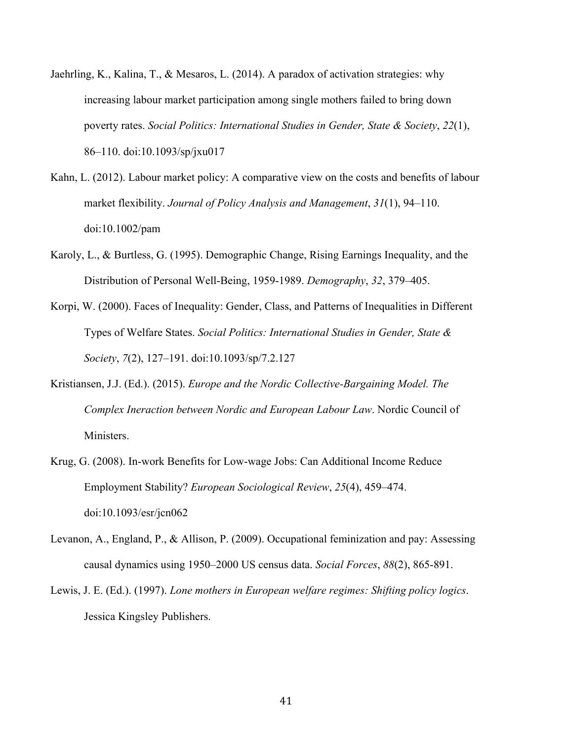Jaehrling, K., Kalina, T., & Mesaros, L. (2014). A paradox of activation strategies: why increasing labour market participation among single mothers failed to bring down poverty rates. *Social Politics: International Studies in Gender, State & Society*, *22*(1), 86–110. doi:10.1093/sp/jxu017

Kahn, L. (2012). Labour market policy: A comparative view on the costs and benefits of labour market flexibility. *Journal of Policy Analysis and Management*, *31*(1), 94–110. doi:10.1002/pam

Karoly, L., & Burtless, G. (1995). Demographic Change, Rising Earnings Inequality, and the Distribution of Personal Well-Being, 1959-1989. *Demography*, *32*, 379–405.

Korpi, W. (2000). Faces of Inequality: Gender, Class, and Patterns of Inequalities in Different Types of Welfare States. *Social Politics: International Studies in Gender, State & Society*, *7*(2), 127–191. doi:10.1093/sp/7.2.127

Kristiansen, J.J. (Ed.). (2015). *Europe and the Nordic Collective-Bargaining Model. The Complex Ineraction between Nordic and European Labour Law*. Nordic Council of Ministers.

Krug, G. (2008). In-work Benefits for Low-wage Jobs: Can Additional Income Reduce Employment Stability? *European Sociological Review*, *25*(4), 459–474. doi:10.1093/esr/jcn062

Levanon, A., England, P., & Allison, P. (2009). Occupational feminization and pay: Assessing causal dynamics using 1950–2000 US census data. *Social Forces*, *88*(2), 865-891.

Lewis, J. E. (Ed.). (1997). *Lone mothers in European welfare regimes: Shifting policy logics*. Jessica Kingsley Publishers.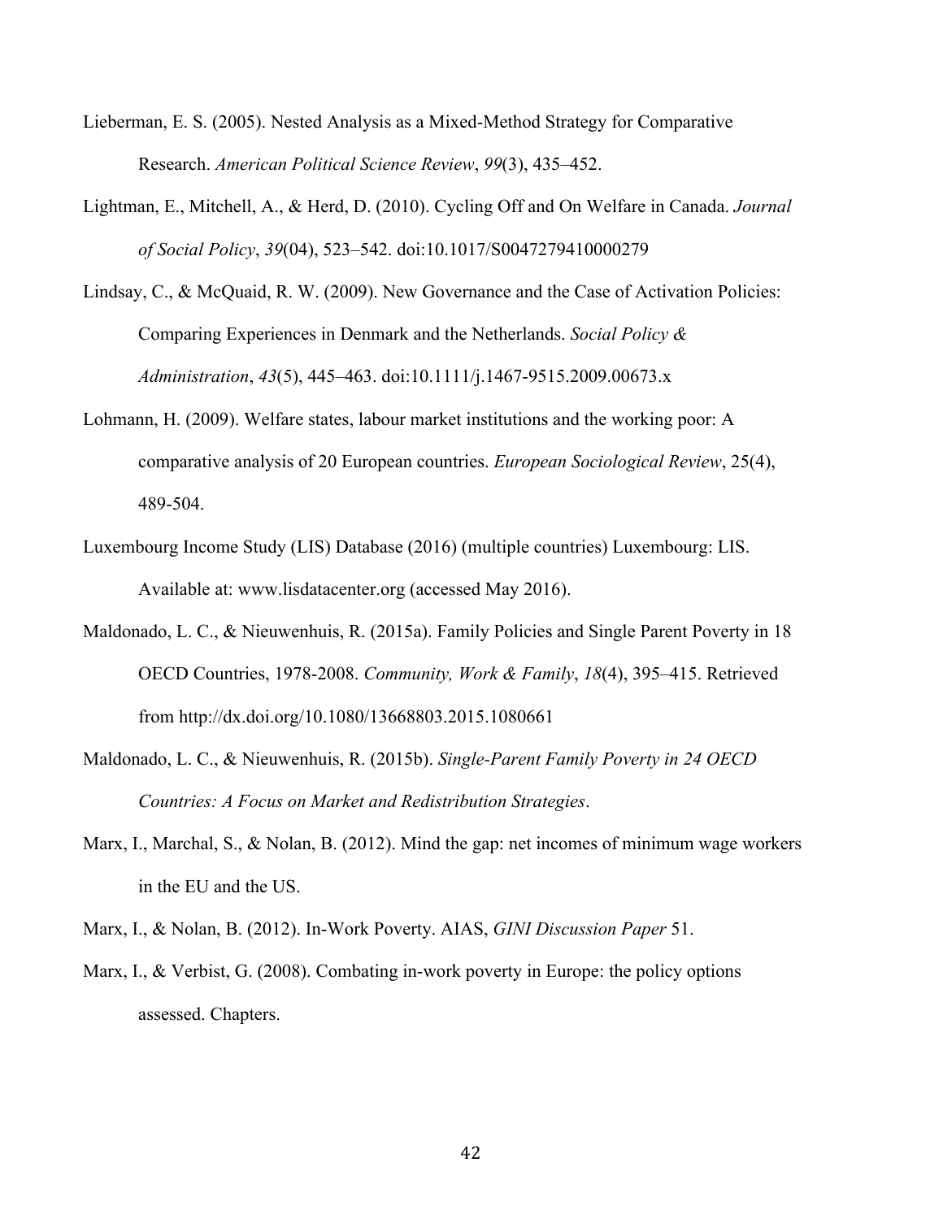Lieberman, E. S. (2005). Nested Analysis as a Mixed-Method Strategy for Comparative Research. *American Political Science Review*, *99*(3), 435–452.

Lightman, E., Mitchell, A., & Herd, D. (2010). Cycling Off and On Welfare in Canada. *Journal of Social Policy*, *39*(04), 523–542. doi:10.1017/S0047279410000279

Lindsay, C., & McQuaid, R. W. (2009). New Governance and the Case of Activation Policies: Comparing Experiences in Denmark and the Netherlands. *Social Policy & Administration*, *43*(5), 445–463. doi:10.1111/j.1467-9515.2009.00673.x

Lohmann, H. (2009). Welfare states, labour market institutions and the working poor: A comparative analysis of 20 European countries. *European Sociological Review*, 25(4), 489-504.

Luxembourg Income Study (LIS) Database (2016) (multiple countries) Luxembourg: LIS. Available at: www.lisdatacenter.org (accessed May 2016).

Maldonado, L. C., & Nieuwenhuis, R. (2015a). Family Policies and Single Parent Poverty in 18 OECD Countries, 1978-2008. *Community, Work & Family*, *18*(4), 395–415. Retrieved from http://dx.doi.org/10.1080/13668803.2015.1080661

Maldonado, L. C., & Nieuwenhuis, R. (2015b). *Single-Parent Family Poverty in 24 OECD Countries: A Focus on Market and Redistribution Strategies*.

Marx, I., Marchal, S., & Nolan, B. (2012). Mind the gap: net incomes of minimum wage workers in the EU and the US.

Marx, I., & Nolan, B. (2012). In-Work Poverty. AIAS, *GINI Discussion Paper* 51.

Marx, I., & Verbist, G. (2008). Combating in-work poverty in Europe: the policy options assessed. Chapters.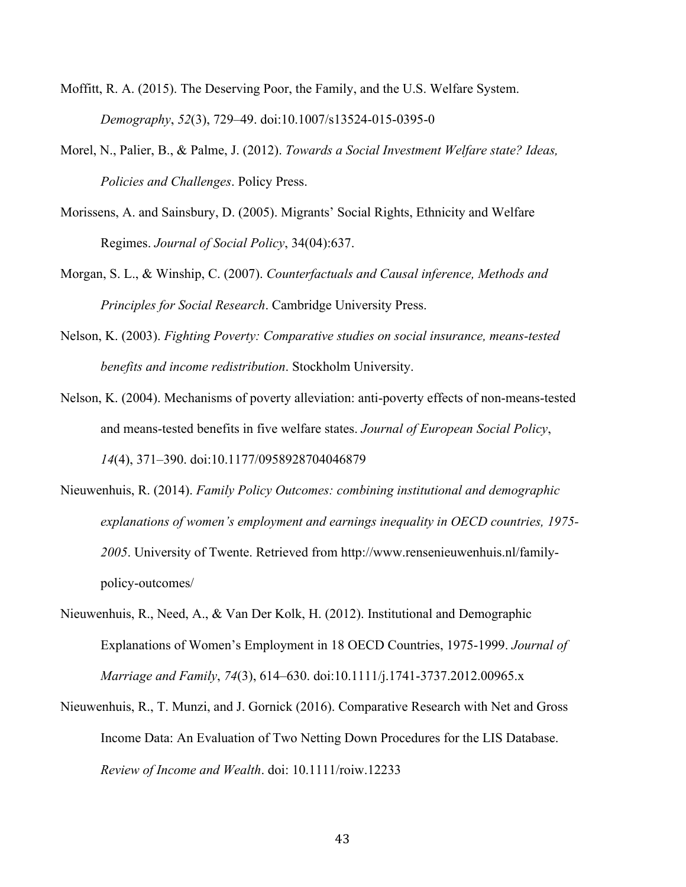Moffitt, R. A. (2015). The Deserving Poor, the Family, and the U.S. Welfare System. *Demography*, *52*(3), 729–49. doi:10.1007/s13524-015-0395-0

Morel, N., Palier, B., & Palme, J. (2012). *Towards a Social Investment Welfare state? Ideas, Policies and Challenges*. Policy Press.

Morissens, A. and Sainsbury, D. (2005). Migrants' Social Rights, Ethnicity and Welfare Regimes. *Journal of Social Policy*, 34(04):637.

Morgan, S. L., & Winship, C. (2007). *Counterfactuals and Causal inference, Methods and Principles for Social Research*. Cambridge University Press.

Nelson, K. (2003). *Fighting Poverty: Comparative studies on social insurance, means-tested benefits and income redistribution*. Stockholm University.

Nelson, K. (2004). Mechanisms of poverty alleviation: anti-poverty effects of non-means-tested and means-tested benefits in five welfare states. *Journal of European Social Policy*, *14*(4), 371–390. doi:10.1177/0958928704046879

Nieuwenhuis, R. (2014). *Family Policy Outcomes: combining institutional and demographic explanations of women's employment and earnings inequality in OECD countries, 1975-2005*. University of Twente. Retrieved from http://www.rensenieuwenhuis.nl/family-policy-outcomes/

Nieuwenhuis, R., Need, A., & Van Der Kolk, H. (2012). Institutional and Demographic Explanations of Women's Employment in 18 OECD Countries, 1975-1999. *Journal of Marriage and Family*, *74*(3), 614–630. doi:10.1111/j.1741-3737.2012.00965.x

Nieuwenhuis, R., T. Munzi, and J. Gornick (2016). Comparative Research with Net and Gross Income Data: An Evaluation of Two Netting Down Procedures for the LIS Database. *Review of Income and Wealth*. doi: 10.1111/roiw.12233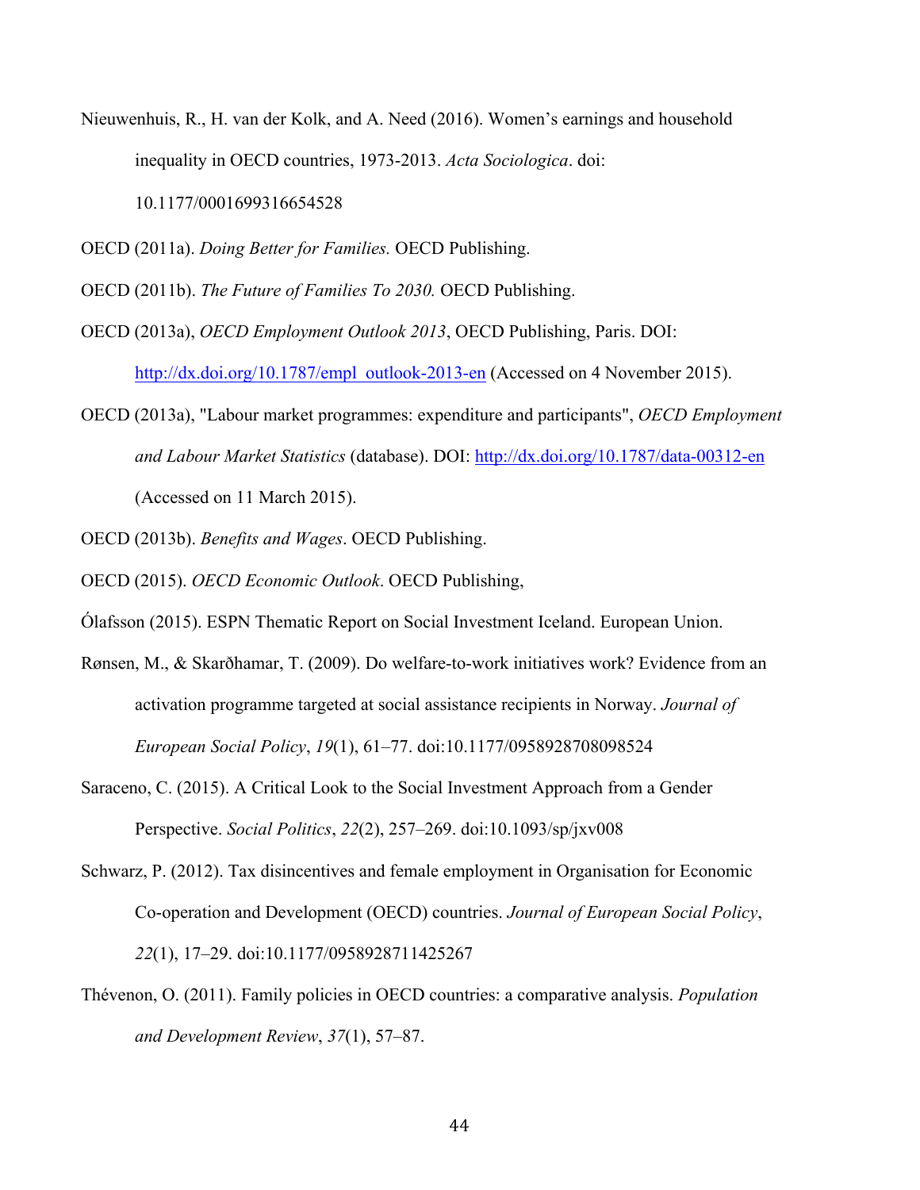Nieuwenhuis, R., H. van der Kolk, and A. Need (2016). Women's earnings and household inequality in OECD countries, 1973-2013. *Acta Sociologica*. doi: 10.1177/0001699316654528

OECD (2011a). *Doing Better for Families.* OECD Publishing.

OECD (2011b). *The Future of Families To 2030.* OECD Publishing.

OECD (2013a), *OECD Employment Outlook 2013*, OECD Publishing, Paris. DOI: http://dx.doi.org/10.1787/empl_outlook-2013-en (Accessed on 4 November 2015).

OECD (2013a), "Labour market programmes: expenditure and participants", *OECD Employment and Labour Market Statistics* (database). DOI: http://dx.doi.org/10.1787/data-00312-en (Accessed on 11 March 2015).

OECD (2013b). *Benefits and Wages*. OECD Publishing.

OECD (2015). *OECD Economic Outlook*. OECD Publishing,

Ólafsson (2015). ESPN Thematic Report on Social Investment Iceland. European Union.

Rønsen, M., & Skarðhamar, T. (2009). Do welfare-to-work initiatives work? Evidence from an activation programme targeted at social assistance recipients in Norway. *Journal of European Social Policy*, *19*(1), 61–77. doi:10.1177/0958928708098524

Saraceno, C. (2015). A Critical Look to the Social Investment Approach from a Gender Perspective. *Social Politics*, *22*(2), 257–269. doi:10.1093/sp/jxv008

Schwarz, P. (2012). Tax disincentives and female employment in Organisation for Economic Co-operation and Development (OECD) countries. *Journal of European Social Policy*, *22*(1), 17–29. doi:10.1177/0958928711425267

Thévenon, O. (2011). Family policies in OECD countries: a comparative analysis. *Population and Development Review*, *37*(1), 57–87.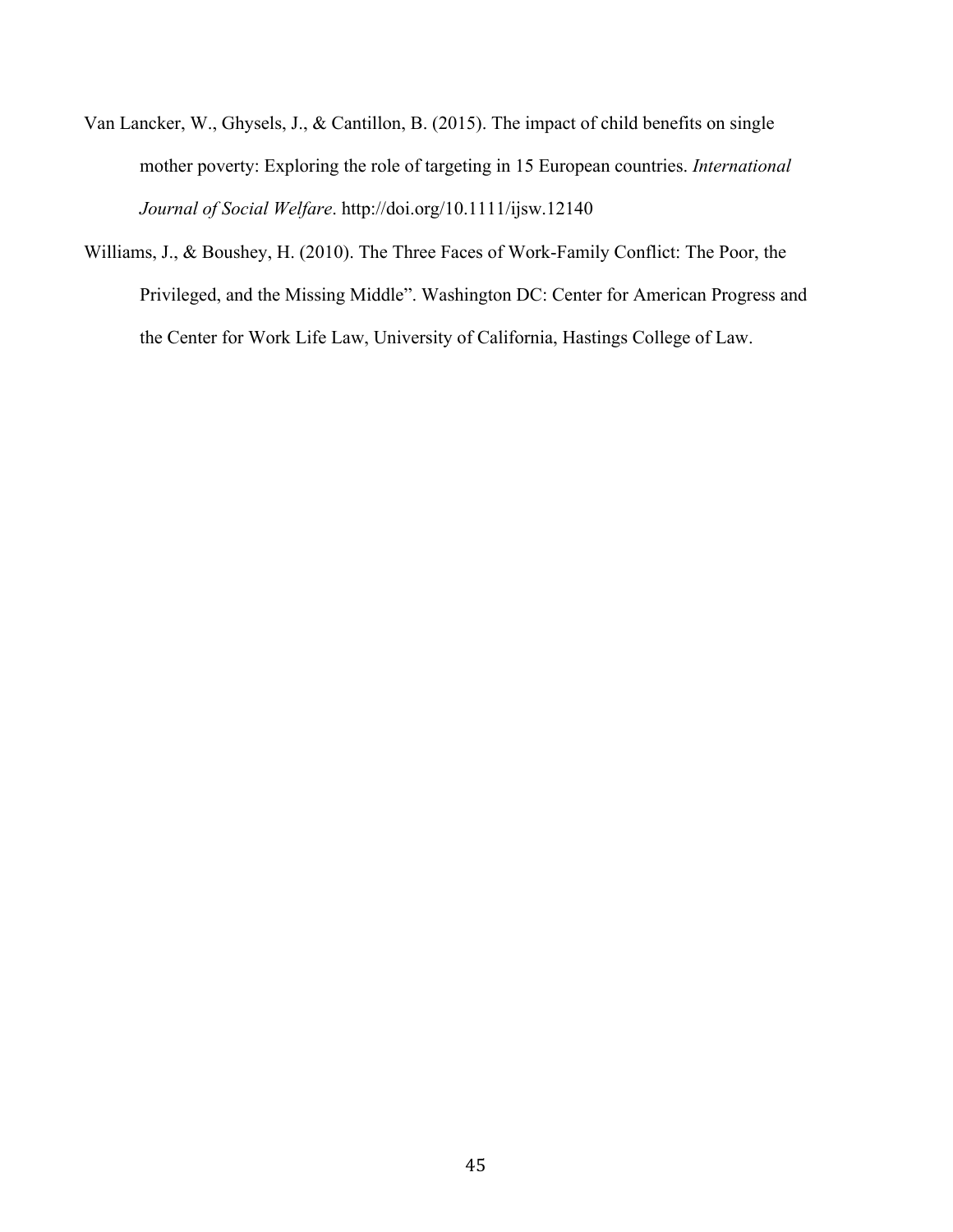Van Lancker, W., Ghysels, J., & Cantillon, B. (2015). The impact of child benefits on single mother poverty: Exploring the role of targeting in 15 European countries. *International Journal of Social Welfare*. http://doi.org/10.1111/ijsw.12140

Williams, J., & Boushey, H. (2010). The Three Faces of Work-Family Conflict: The Poor, the Privileged, and the Missing Middle". Washington DC: Center for American Progress and the Center for Work Life Law, University of California, Hastings College of Law.